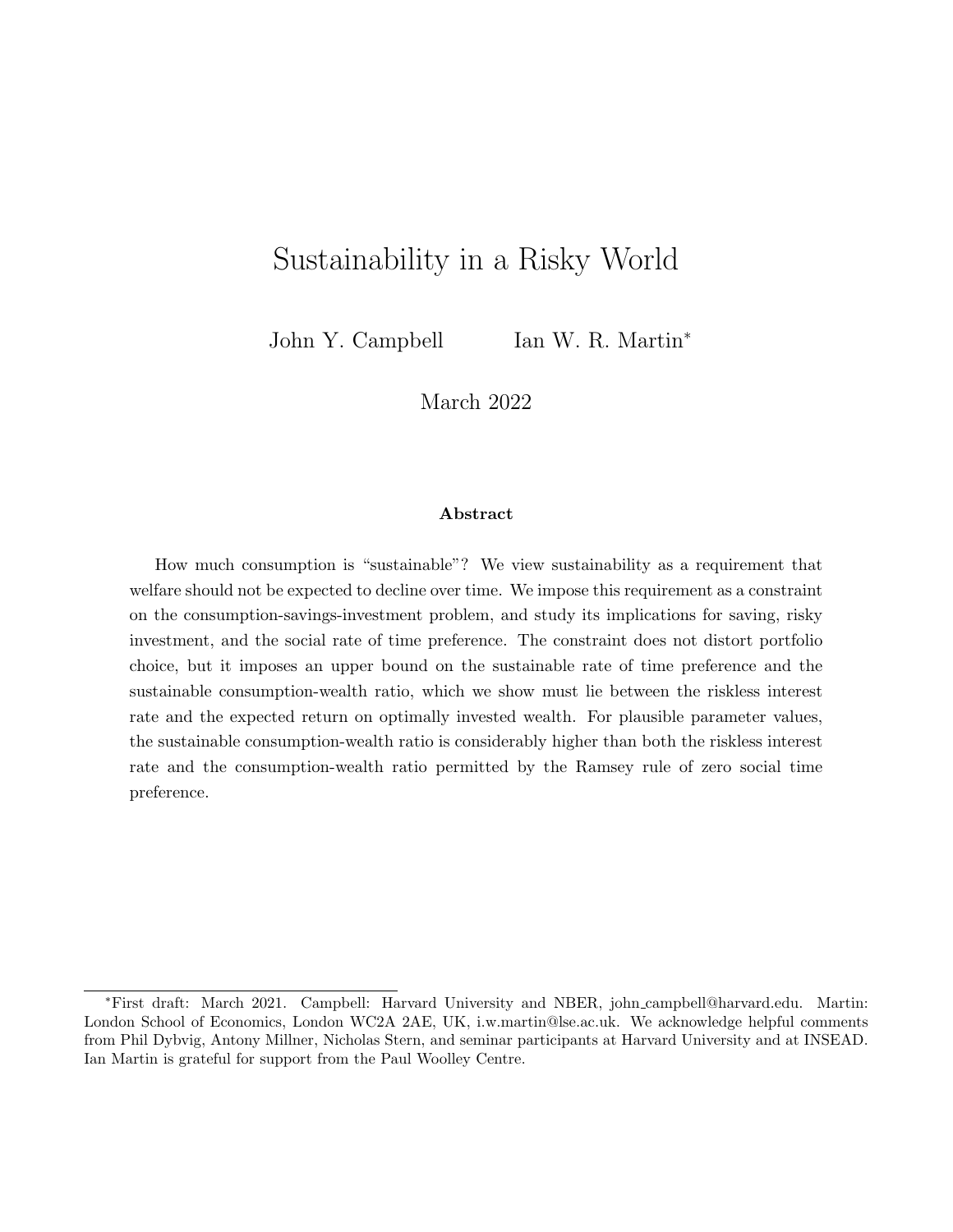# Sustainability in a Risky World

John Y. Campbell  Ian W. R. Martin*

March 2022

**Abstract**

How much consumption is "sustainable"? We view sustainability as a requirement that welfare should not be expected to decline over time. We impose this requirement as a constraint on the consumption-savings-investment problem, and study its implications for saving, risky investment, and the social rate of time preference. The constraint does not distort portfolio choice, but it imposes an upper bound on the sustainable rate of time preference and the sustainable consumption-wealth ratio, which we show must lie between the riskless interest rate and the expected return on optimally invested wealth. For plausible parameter values, the sustainable consumption-wealth ratio is considerably higher than both the riskless interest rate and the consumption-wealth ratio permitted by the Ramsey rule of zero social time preference.

*First draft: March 2021. Campbell: Harvard University and NBER, john_campbell@harvard.edu. Martin: London School of Economics, London WC2A 2AE, UK, i.w.martin@lse.ac.uk. We acknowledge helpful comments from Phil Dybvig, Antony Millner, Nicholas Stern, and seminar participants at Harvard University and at INSEAD. Ian Martin is grateful for support from the Paul Woolley Centre.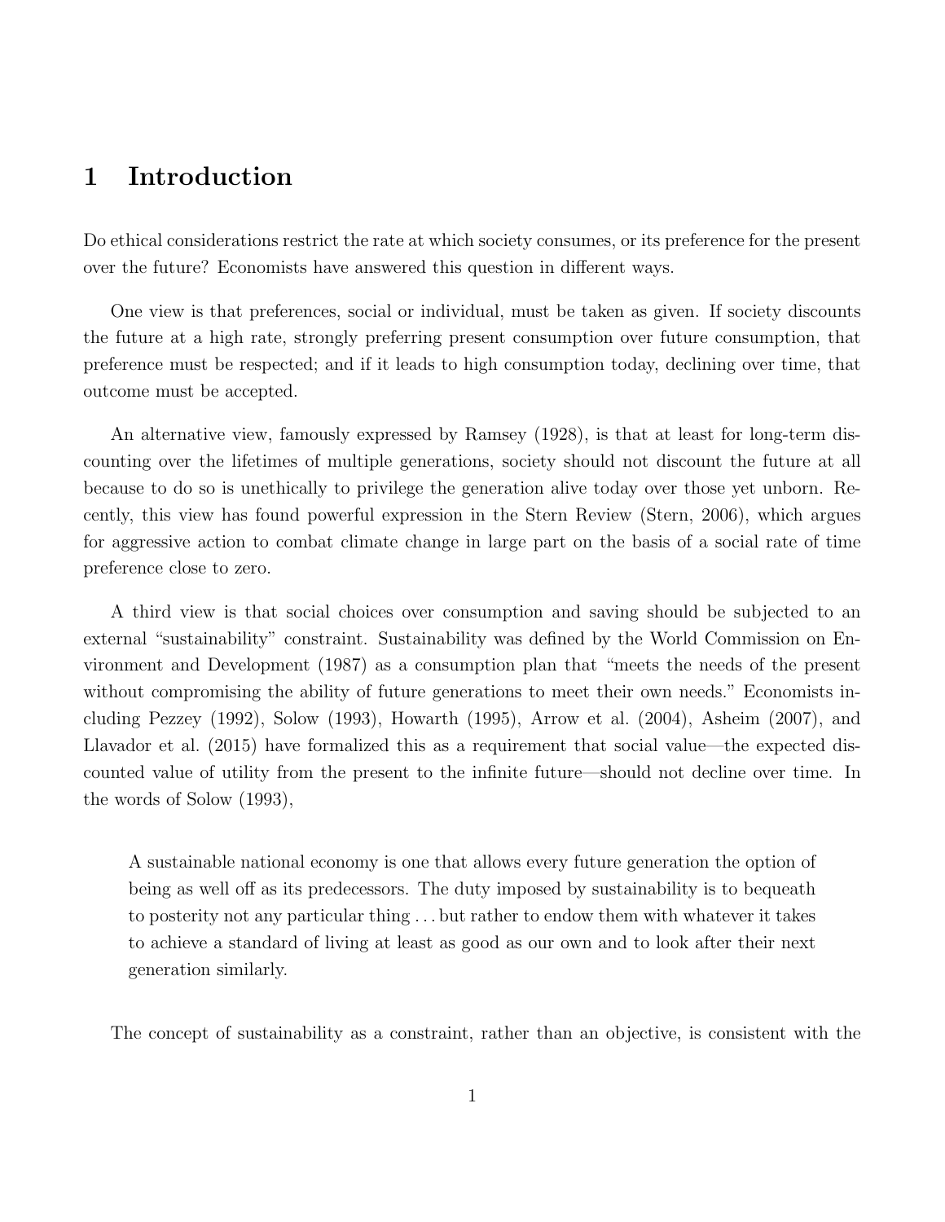# 1 Introduction

Do ethical considerations restrict the rate at which society consumes, or its preference for the present over the future? Economists have answered this question in different ways.

One view is that preferences, social or individual, must be taken as given. If society discounts the future at a high rate, strongly preferring present consumption over future consumption, that preference must be respected; and if it leads to high consumption today, declining over time, that outcome must be accepted.

An alternative view, famously expressed by Ramsey (1928), is that at least for long-term discounting over the lifetimes of multiple generations, society should not discount the future at all because to do so is unethically to privilege the generation alive today over those yet unborn. Recently, this view has found powerful expression in the Stern Review (Stern, 2006), which argues for aggressive action to combat climate change in large part on the basis of a social rate of time preference close to zero.

A third view is that social choices over consumption and saving should be subjected to an external "sustainability" constraint. Sustainability was defined by the World Commission on Environment and Development (1987) as a consumption plan that "meets the needs of the present without compromising the ability of future generations to meet their own needs." Economists including Pezzey (1992), Solow (1993), Howarth (1995), Arrow et al. (2004), Asheim (2007), and Llavador et al. (2015) have formalized this as a requirement that social value—the expected discounted value of utility from the present to the infinite future—should not decline over time. In the words of Solow (1993),

> A sustainable national economy is one that allows every future generation the option of being as well off as its predecessors. The duty imposed by sustainability is to bequeath to posterity not any particular thing . . . but rather to endow them with whatever it takes to achieve a standard of living at least as good as our own and to look after their next generation similarly.

The concept of sustainability as a constraint, rather than an objective, is consistent with the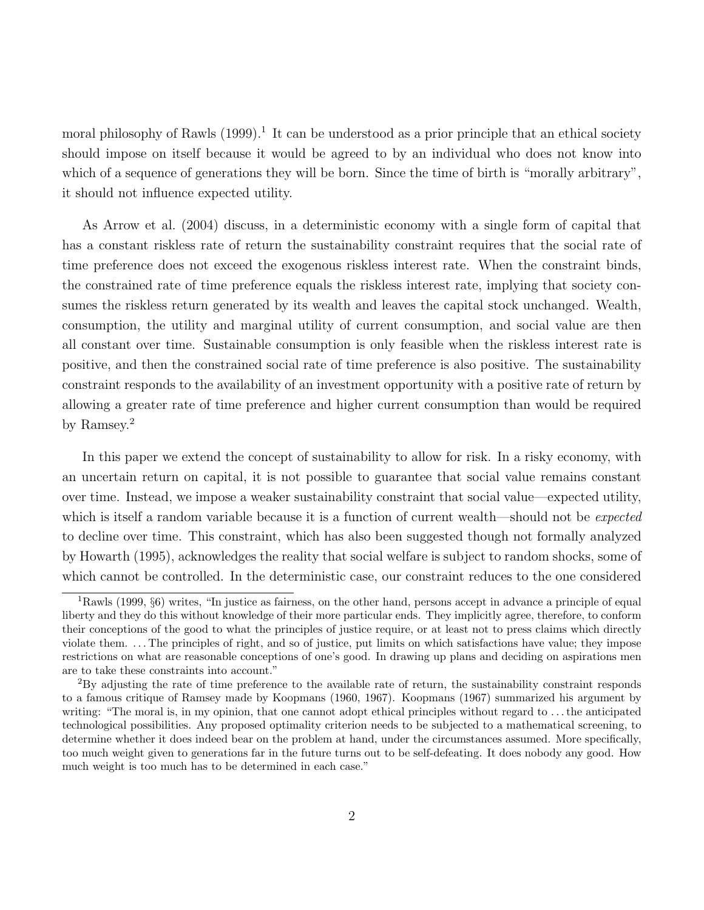moral philosophy of Rawls (1999).[1] It can be understood as a prior principle that an ethical society should impose on itself because it would be agreed to by an individual who does not know into which of a sequence of generations they will be born. Since the time of birth is "morally arbitrary", it should not influence expected utility.

As Arrow et al. (2004) discuss, in a deterministic economy with a single form of capital that has a constant riskless rate of return the sustainability constraint requires that the social rate of time preference does not exceed the exogenous riskless interest rate. When the constraint binds, the constrained rate of time preference equals the riskless interest rate, implying that society consumes the riskless return generated by its wealth and leaves the capital stock unchanged. Wealth, consumption, the utility and marginal utility of current consumption, and social value are then all constant over time. Sustainable consumption is only feasible when the riskless interest rate is positive, and then the constrained social rate of time preference is also positive. The sustainability constraint responds to the availability of an investment opportunity with a positive rate of return by allowing a greater rate of time preference and higher current consumption than would be required by Ramsey.[2]

In this paper we extend the concept of sustainability to allow for risk. In a risky economy, with an uncertain return on capital, it is not possible to guarantee that social value remains constant over time. Instead, we impose a weaker sustainability constraint that social value—expected utility, which is itself a random variable because it is a function of current wealth—should not be *expected* to decline over time. This constraint, which has also been suggested though not formally analyzed by Howarth (1995), acknowledges the reality that social welfare is subject to random shocks, some of which cannot be controlled. In the deterministic case, our constraint reduces to the one considered

[1] Rawls (1999, §6) writes, "In justice as fairness, on the other hand, persons accept in advance a principle of equal liberty and they do this without knowledge of their more particular ends. They implicitly agree, therefore, to conform their conceptions of the good to what the principles of justice require, or at least not to press claims which directly violate them. . . . The principles of right, and so of justice, put limits on which satisfactions have value; they impose restrictions on what are reasonable conceptions of one's good. In drawing up plans and deciding on aspirations men are to take these constraints into account."

[2] By adjusting the rate of time preference to the available rate of return, the sustainability constraint responds to a famous critique of Ramsey made by Koopmans (1960, 1967). Koopmans (1967) summarized his argument by writing: "The moral is, in my opinion, that one cannot adopt ethical principles without regard to . . . the anticipated technological possibilities. Any proposed optimality criterion needs to be subjected to a mathematical screening, to determine whether it does indeed bear on the problem at hand, under the circumstances assumed. More specifically, too much weight given to generations far in the future turns out to be self-defeating. It does nobody any good. How much weight is too much has to be determined in each case."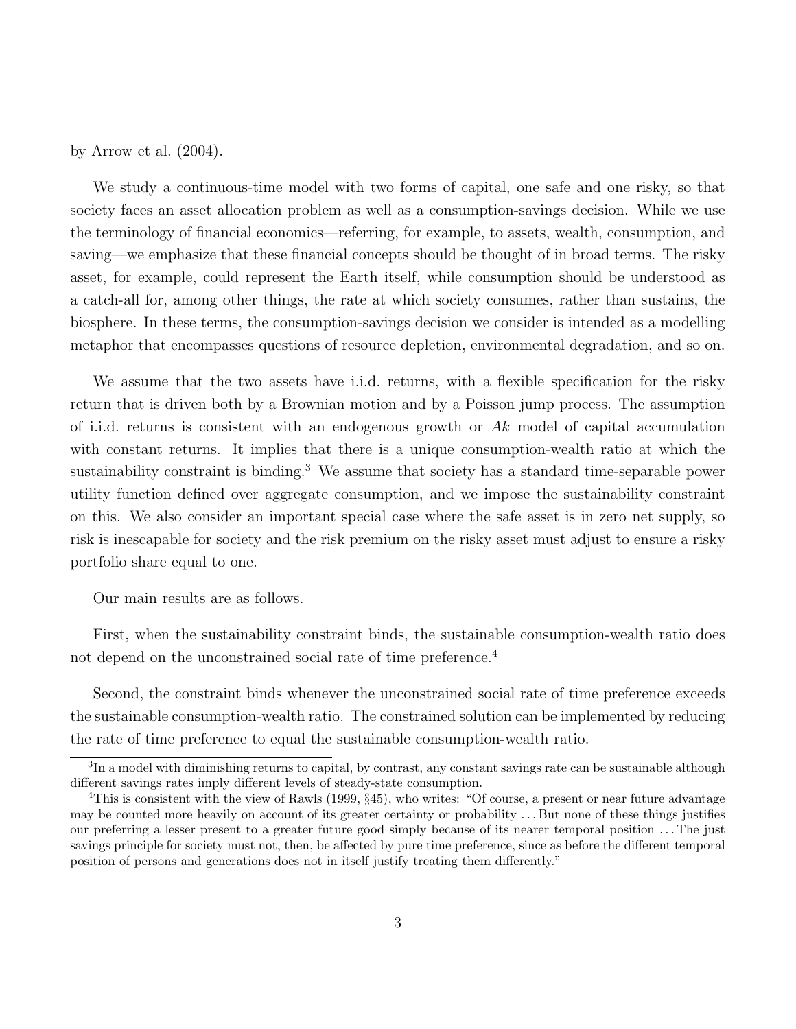by Arrow et al. (2004).

We study a continuous-time model with two forms of capital, one safe and one risky, so that society faces an asset allocation problem as well as a consumption-savings decision. While we use the terminology of financial economics—referring, for example, to assets, wealth, consumption, and saving—we emphasize that these financial concepts should be thought of in broad terms. The risky asset, for example, could represent the Earth itself, while consumption should be understood as a catch-all for, among other things, the rate at which society consumes, rather than sustains, the biosphere. In these terms, the consumption-savings decision we consider is intended as a modelling metaphor that encompasses questions of resource depletion, environmental degradation, and so on.

We assume that the two assets have i.i.d. returns, with a flexible specification for the risky return that is driven both by a Brownian motion and by a Poisson jump process. The assumption of i.i.d. returns is consistent with an endogenous growth or $Ak$ model of capital accumulation with constant returns. It implies that there is a unique consumption-wealth ratio at which the sustainability constraint is binding.[3] We assume that society has a standard time-separable power utility function defined over aggregate consumption, and we impose the sustainability constraint on this. We also consider an important special case where the safe asset is in zero net supply, so risk is inescapable for society and the risk premium on the risky asset must adjust to ensure a risky portfolio share equal to one.

Our main results are as follows.

First, when the sustainability constraint binds, the sustainable consumption-wealth ratio does not depend on the unconstrained social rate of time preference.[4]

Second, the constraint binds whenever the unconstrained social rate of time preference exceeds the sustainable consumption-wealth ratio. The constrained solution can be implemented by reducing the rate of time preference to equal the sustainable consumption-wealth ratio.

[3] In a model with diminishing returns to capital, by contrast, any constant savings rate can be sustainable although different savings rates imply different levels of steady-state consumption.

[4] This is consistent with the view of Rawls (1999, §45), who writes: "Of course, a present or near future advantage may be counted more heavily on account of its greater certainty or probability ... But none of these things justifies our preferring a lesser present to a greater future good simply because of its nearer temporal position ... The just savings principle for society must not, then, be affected by pure time preference, since as before the different temporal position of persons and generations does not in itself justify treating them differently."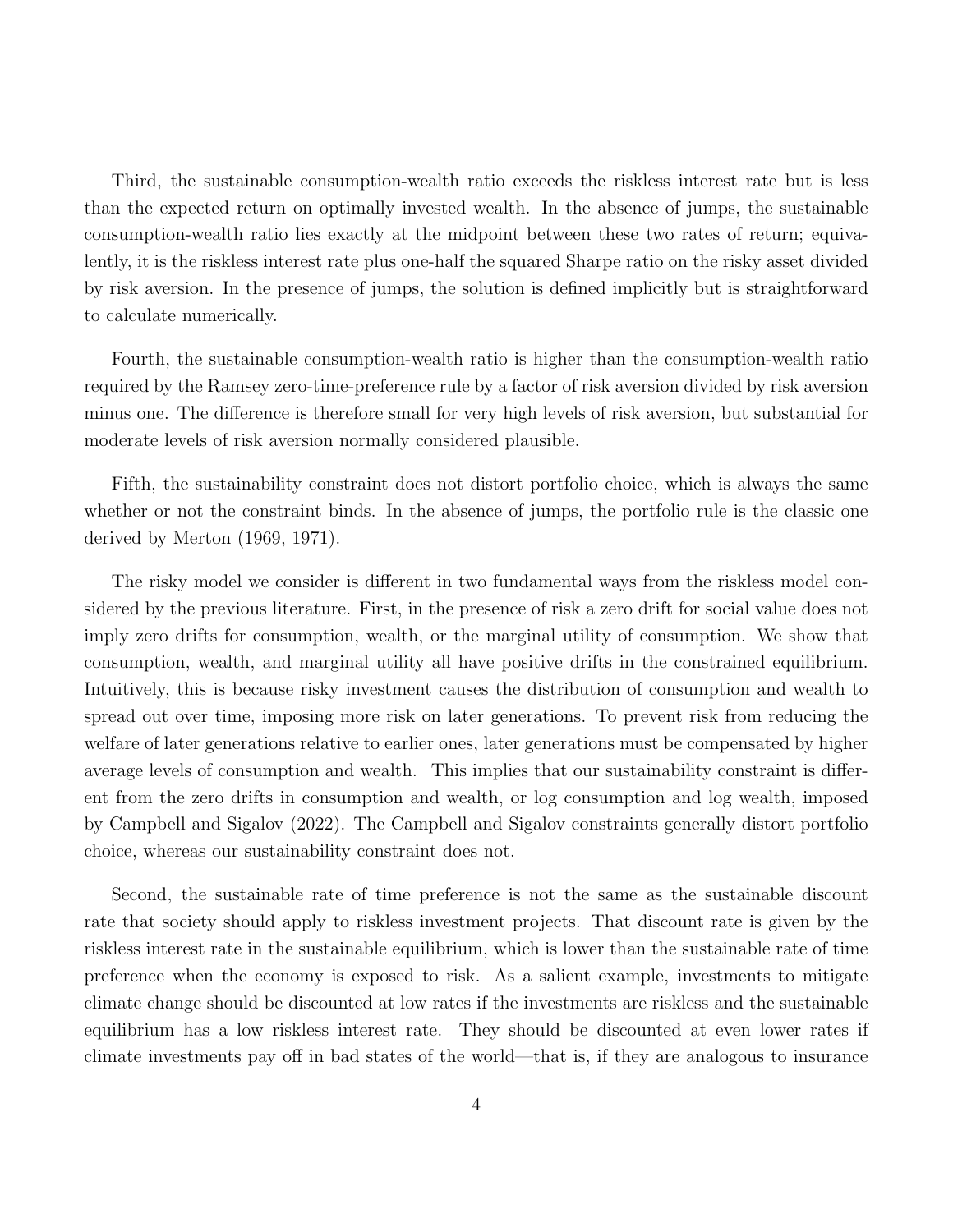Third, the sustainable consumption-wealth ratio exceeds the riskless interest rate but is less than the expected return on optimally invested wealth. In the absence of jumps, the sustainable consumption-wealth ratio lies exactly at the midpoint between these two rates of return; equivalently, it is the riskless interest rate plus one-half the squared Sharpe ratio on the risky asset divided by risk aversion. In the presence of jumps, the solution is defined implicitly but is straightforward to calculate numerically.

Fourth, the sustainable consumption-wealth ratio is higher than the consumption-wealth ratio required by the Ramsey zero-time-preference rule by a factor of risk aversion divided by risk aversion minus one. The difference is therefore small for very high levels of risk aversion, but substantial for moderate levels of risk aversion normally considered plausible.

Fifth, the sustainability constraint does not distort portfolio choice, which is always the same whether or not the constraint binds. In the absence of jumps, the portfolio rule is the classic one derived by Merton (1969, 1971).

The risky model we consider is different in two fundamental ways from the riskless model considered by the previous literature. First, in the presence of risk a zero drift for social value does not imply zero drifts for consumption, wealth, or the marginal utility of consumption. We show that consumption, wealth, and marginal utility all have positive drifts in the constrained equilibrium. Intuitively, this is because risky investment causes the distribution of consumption and wealth to spread out over time, imposing more risk on later generations. To prevent risk from reducing the welfare of later generations relative to earlier ones, later generations must be compensated by higher average levels of consumption and wealth. This implies that our sustainability constraint is different from the zero drifts in consumption and wealth, or log consumption and log wealth, imposed by Campbell and Sigalov (2022). The Campbell and Sigalov constraints generally distort portfolio choice, whereas our sustainability constraint does not.

Second, the sustainable rate of time preference is not the same as the sustainable discount rate that society should apply to riskless investment projects. That discount rate is given by the riskless interest rate in the sustainable equilibrium, which is lower than the sustainable rate of time preference when the economy is exposed to risk. As a salient example, investments to mitigate climate change should be discounted at low rates if the investments are riskless and the sustainable equilibrium has a low riskless interest rate. They should be discounted at even lower rates if climate investments pay off in bad states of the world—that is, if they are analogous to insurance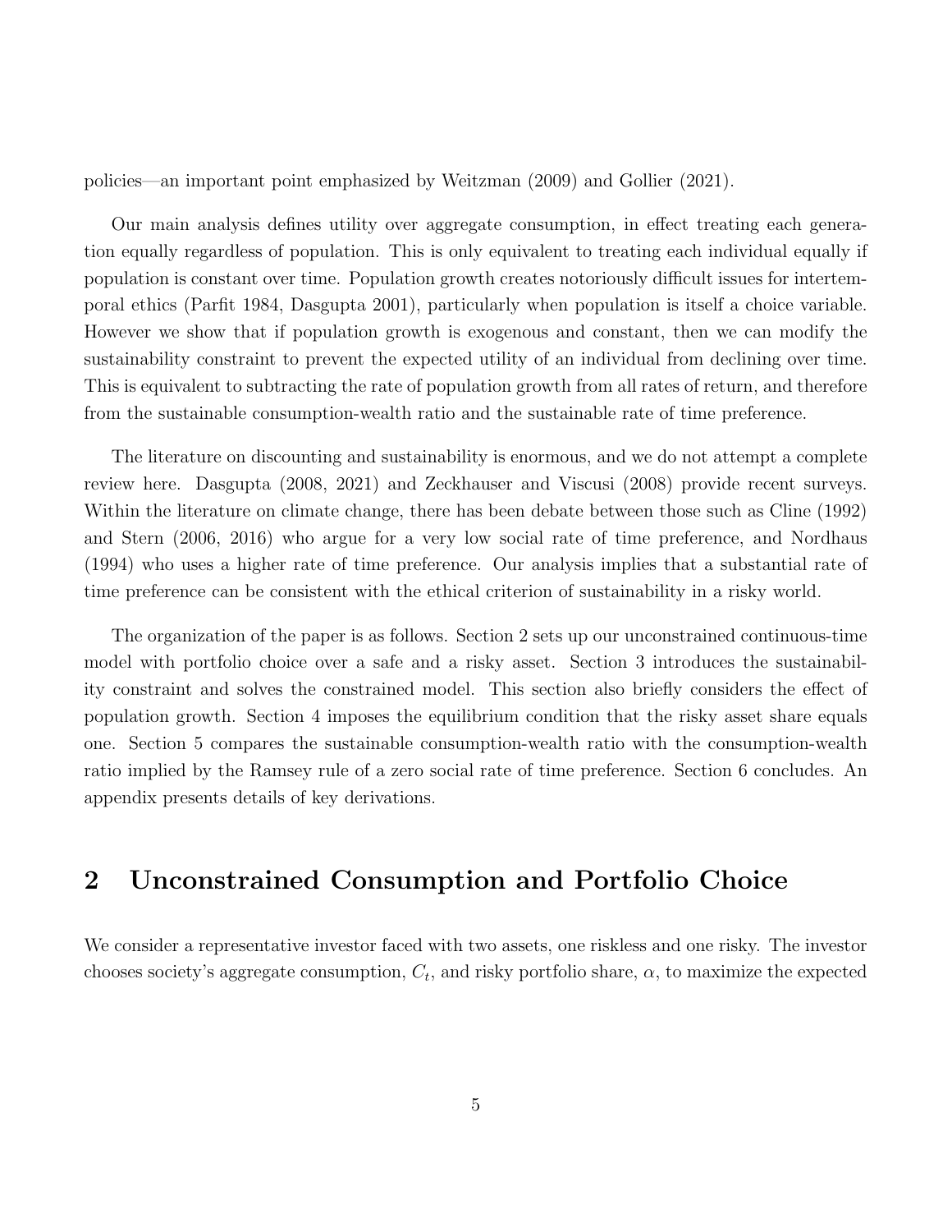policies—an important point emphasized by Weitzman (2009) and Gollier (2021).

Our main analysis defines utility over aggregate consumption, in effect treating each generation equally regardless of population. This is only equivalent to treating each individual equally if population is constant over time. Population growth creates notoriously difficult issues for intertemporal ethics (Parfit 1984, Dasgupta 2001), particularly when population is itself a choice variable. However we show that if population growth is exogenous and constant, then we can modify the sustainability constraint to prevent the expected utility of an individual from declining over time. This is equivalent to subtracting the rate of population growth from all rates of return, and therefore from the sustainable consumption-wealth ratio and the sustainable rate of time preference.

The literature on discounting and sustainability is enormous, and we do not attempt a complete review here. Dasgupta (2008, 2021) and Zeckhauser and Viscusi (2008) provide recent surveys. Within the literature on climate change, there has been debate between those such as Cline (1992) and Stern (2006, 2016) who argue for a very low social rate of time preference, and Nordhaus (1994) who uses a higher rate of time preference. Our analysis implies that a substantial rate of time preference can be consistent with the ethical criterion of sustainability in a risky world.

The organization of the paper is as follows. Section 2 sets up our unconstrained continuous-time model with portfolio choice over a safe and a risky asset. Section 3 introduces the sustainability constraint and solves the constrained model. This section also briefly considers the effect of population growth. Section 4 imposes the equilibrium condition that the risky asset share equals one. Section 5 compares the sustainable consumption-wealth ratio with the consumption-wealth ratio implied by the Ramsey rule of a zero social rate of time preference. Section 6 concludes. An appendix presents details of key derivations.

## 2 Unconstrained Consumption and Portfolio Choice

We consider a representative investor faced with two assets, one riskless and one risky. The investor chooses society's aggregate consumption, $C_t$, and risky portfolio share, $\alpha$, to maximize the expected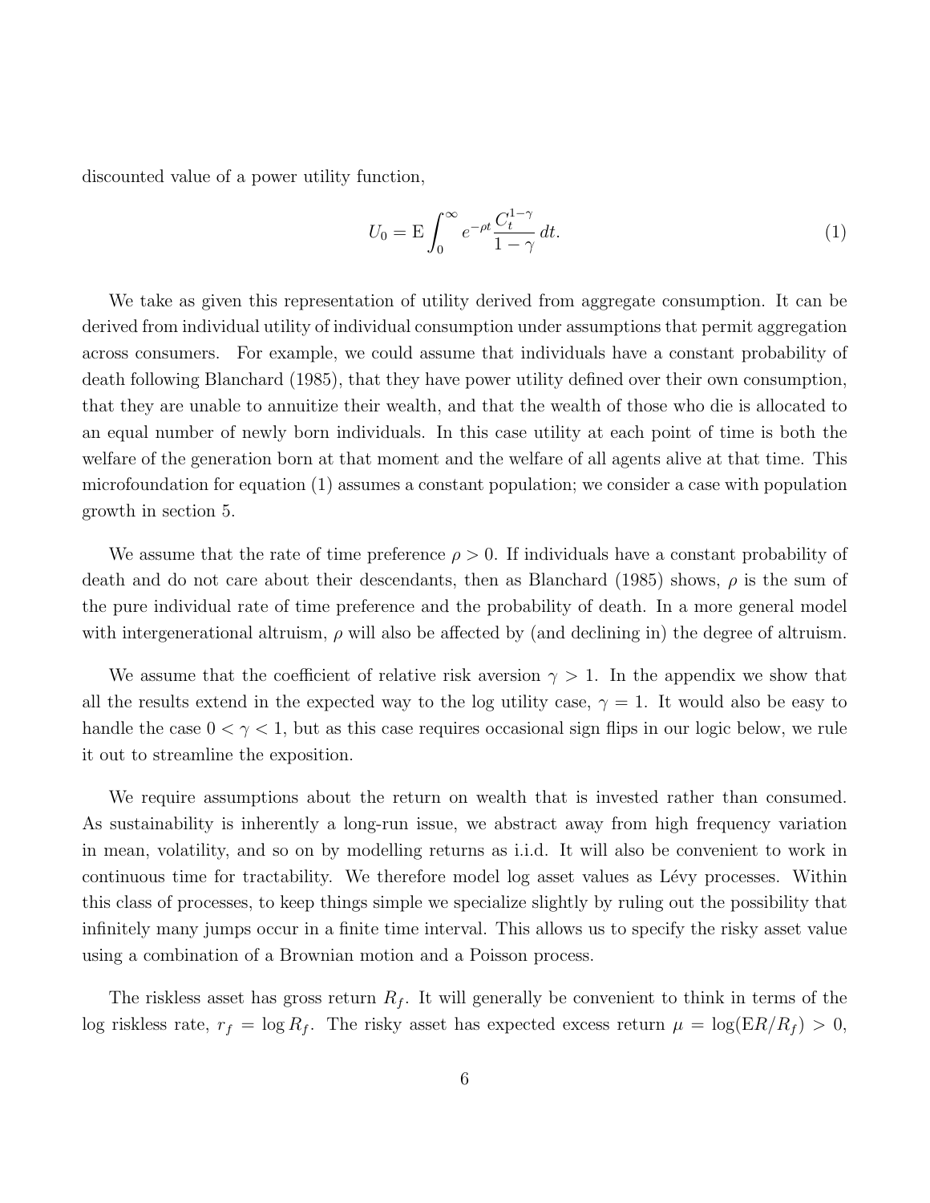discounted value of a power utility function,

$$U_0 = \mathrm{E} \int_0^\infty e^{-\rho t} \frac{C_t^{1-\gamma}}{1-\gamma} \, dt. \tag{1}$$

We take as given this representation of utility derived from aggregate consumption. It can be derived from individual utility of individual consumption under assumptions that permit aggregation across consumers. For example, we could assume that individuals have a constant probability of death following Blanchard (1985), that they have power utility defined over their own consumption, that they are unable to annuitize their wealth, and that the wealth of those who die is allocated to an equal number of newly born individuals. In this case utility at each point of time is both the welfare of the generation born at that moment and the welfare of all agents alive at that time. This microfoundation for equation (1) assumes a constant population; we consider a case with population growth in section 5.

We assume that the rate of time preference $\rho > 0$. If individuals have a constant probability of death and do not care about their descendants, then as Blanchard (1985) shows, $\rho$ is the sum of the pure individual rate of time preference and the probability of death. In a more general model with intergenerational altruism, $\rho$ will also be affected by (and declining in) the degree of altruism.

We assume that the coefficient of relative risk aversion $\gamma > 1$. In the appendix we show that all the results extend in the expected way to the log utility case, $\gamma = 1$. It would also be easy to handle the case $0 < \gamma < 1$, but as this case requires occasional sign flips in our logic below, we rule it out to streamline the exposition.

We require assumptions about the return on wealth that is invested rather than consumed. As sustainability is inherently a long-run issue, we abstract away from high frequency variation in mean, volatility, and so on by modelling returns as i.i.d. It will also be convenient to work in continuous time for tractability. We therefore model log asset values as Lévy processes. Within this class of processes, to keep things simple we specialize slightly by ruling out the possibility that infinitely many jumps occur in a finite time interval. This allows us to specify the risky asset value using a combination of a Brownian motion and a Poisson process.

The riskless asset has gross return $R_f$. It will generally be convenient to think in terms of the log riskless rate, $r_f = \log R_f$. The risky asset has expected excess return $\mu = \log(\mathrm{E}R/R_f) > 0$,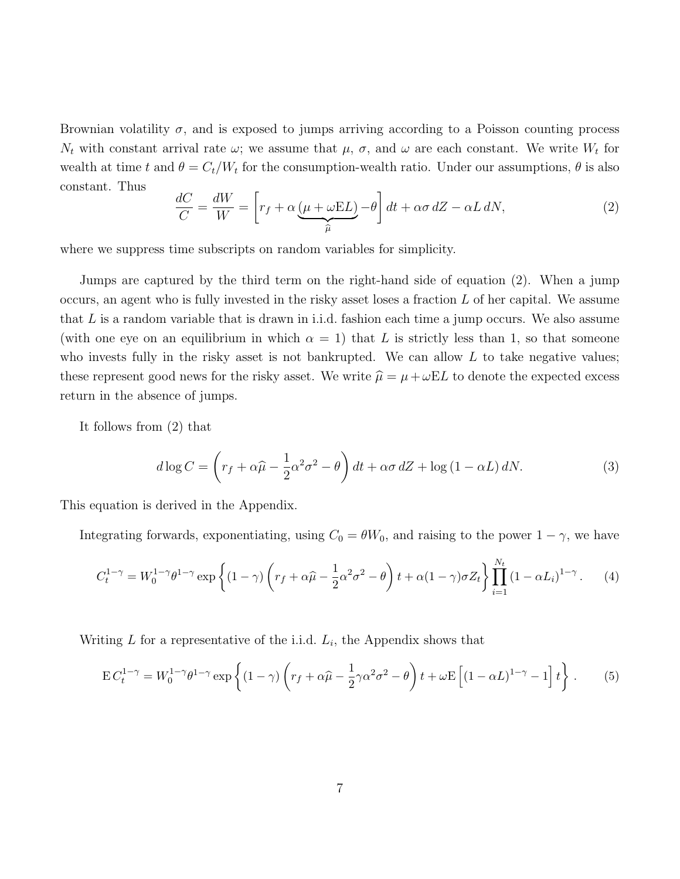Brownian volatility $\sigma$, and is exposed to jumps arriving according to a Poisson counting process $N_t$ with constant arrival rate $\omega$; we assume that $\mu$, $\sigma$, and $\omega$ are each constant. We write $W_t$ for wealth at time $t$ and $\theta = C_t/W_t$ for the consumption-wealth ratio. Under our assumptions, $\theta$ is also constant. Thus

$$\frac{dC}{C} = \frac{dW}{W} = \Big[ r_f + \alpha \underbrace{(\mu + \omega \mathrm{E} L)}_{\widehat{\mu}} - \theta \Big] \, dt + \alpha\sigma \, dZ - \alpha L \, dN, \tag{2}$$

where we suppress time subscripts on random variables for simplicity.

Jumps are captured by the third term on the right-hand side of equation (2). When a jump occurs, an agent who is fully invested in the risky asset loses a fraction $L$ of her capital. We assume that $L$ is a random variable that is drawn in i.i.d. fashion each time a jump occurs. We also assume (with one eye on an equilibrium in which $\alpha = 1$) that $L$ is strictly less than 1, so that someone who invests fully in the risky asset is not bankrupted. We can allow $L$ to take negative values; these represent good news for the risky asset. We write $\widehat{\mu} = \mu + \omega \mathrm{E} L$ to denote the expected excess return in the absence of jumps.

It follows from (2) that

$$d \log C = \left( r_f + \alpha \widehat{\mu} - \frac{1}{2} \alpha^2 \sigma^2 - \theta \right) dt + \alpha\sigma \, dZ + \log (1 - \alpha L) \, dN. \tag{3}$$

This equation is derived in the Appendix.

Integrating forwards, exponentiating, using $C_0 = \theta W_0$, and raising to the power $1 - \gamma$, we have

$$C_t^{1-\gamma} = W_0^{1-\gamma} \theta^{1-\gamma} \exp \left\{ (1-\gamma) \left( r_f + \alpha \widehat{\mu} - \frac{1}{2} \alpha^2 \sigma^2 - \theta \right) t + \alpha (1-\gamma) \sigma Z_t \right\} \prod_{i=1}^{N_t} (1 - \alpha L_i)^{1-\gamma}. \tag{4}$$

Writing $L$ for a representative of the i.i.d. $L_i$, the Appendix shows that

$$\mathrm{E} \, C_t^{1-\gamma} = W_0^{1-\gamma} \theta^{1-\gamma} \exp \left\{ (1-\gamma) \left( r_f + \alpha \widehat{\mu} - \frac{1}{2} \gamma \alpha^2 \sigma^2 - \theta \right) t + \omega \mathrm{E} \left[ (1 - \alpha L)^{1-\gamma} - 1 \right] t \right\}. \tag{5}$$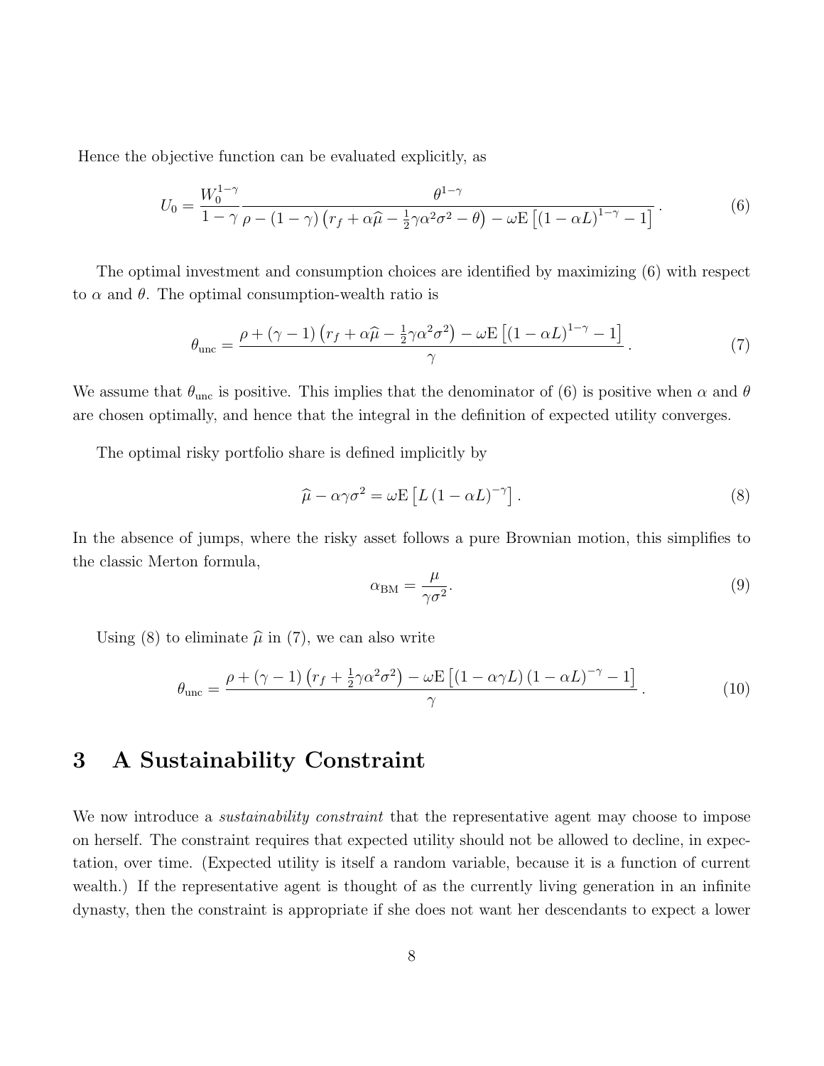Hence the objective function can be evaluated explicitly, as

$$U_0 = \frac{W_0^{1-\gamma}}{1-\gamma} \frac{\theta^{1-\gamma}}{\rho - (1-\gamma)\left(r_f + \alpha\widehat{\mu} - \frac{1}{2}\gamma\alpha^2\sigma^2 - \theta\right) - \omega \mathrm{E}\left[(1-\alpha L)^{1-\gamma} - 1\right]}. \tag{6}$$

The optimal investment and consumption choices are identified by maximizing (6) with respect to $\alpha$ and $\theta$. The optimal consumption-wealth ratio is

$$\theta_{\text{unc}} = \frac{\rho + (\gamma - 1)\left(r_f + \alpha\widehat{\mu} - \frac{1}{2}\gamma\alpha^2\sigma^2\right) - \omega \mathrm{E}\left[(1-\alpha L)^{1-\gamma} - 1\right]}{\gamma}. \tag{7}$$

We assume that $\theta_{\text{unc}}$ is positive. This implies that the denominator of (6) is positive when $\alpha$ and $\theta$ are chosen optimally, and hence that the integral in the definition of expected utility converges.

The optimal risky portfolio share is defined implicitly by

$$\widehat{\mu} - \alpha\gamma\sigma^2 = \omega \mathrm{E}\left[L\,(1-\alpha L)^{-\gamma}\right]. \tag{8}$$

In the absence of jumps, where the risky asset follows a pure Brownian motion, this simplifies to the classic Merton formula,

$$\alpha_{\text{BM}} = \frac{\mu}{\gamma\sigma^2}. \tag{9}$$

Using (8) to eliminate $\widehat{\mu}$ in (7), we can also write

$$\theta_{\text{unc}} = \frac{\rho + (\gamma - 1)\left(r_f + \frac{1}{2}\gamma\alpha^2\sigma^2\right) - \omega \mathrm{E}\left[(1-\alpha\gamma L)(1-\alpha L)^{-\gamma} - 1\right]}{\gamma}. \tag{10}$$

# 3 A Sustainability Constraint

We now introduce a *sustainability constraint* that the representative agent may choose to impose on herself. The constraint requires that expected utility should not be allowed to decline, in expectation, over time. (Expected utility is itself a random variable, because it is a function of current wealth.) If the representative agent is thought of as the currently living generation in an infinite dynasty, then the constraint is appropriate if she does not want her descendants to expect a lower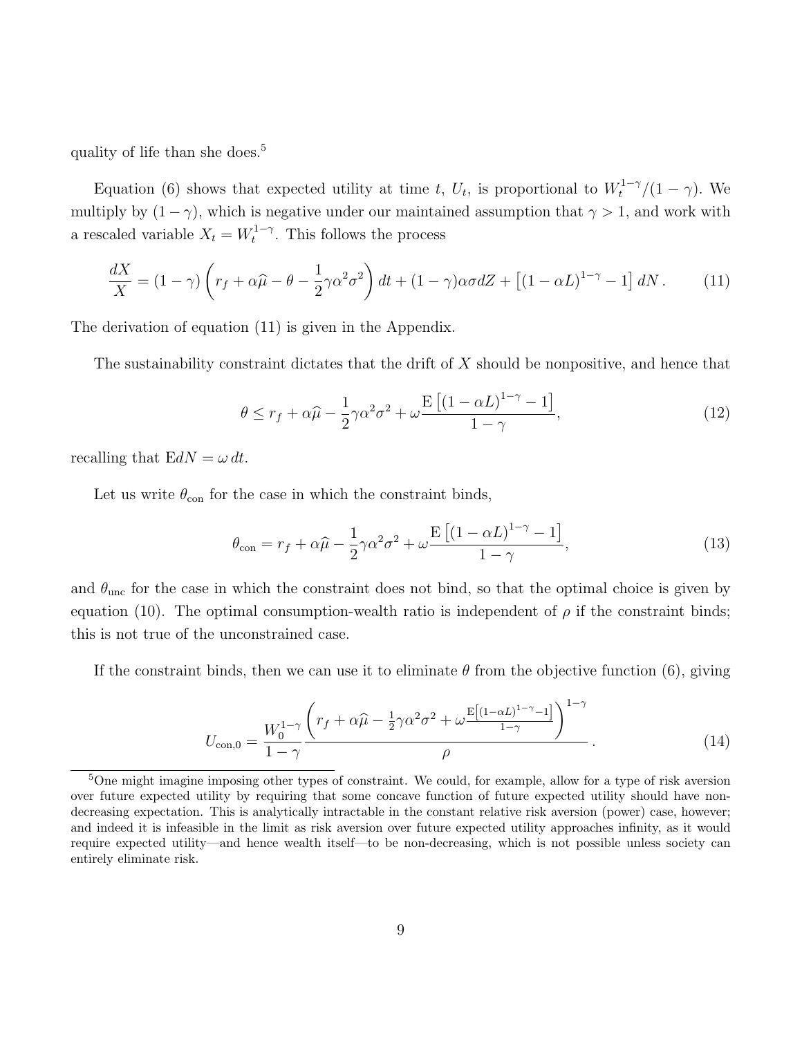quality of life than she does.[5]

Equation (6) shows that expected utility at time $t$, $U_t$, is proportional to $W_t^{1-\gamma}/(1-\gamma)$. We multiply by $(1-\gamma)$, which is negative under our maintained assumption that $\gamma > 1$, and work with a rescaled variable $X_t = W_t^{1-\gamma}$. This follows the process

$$\frac{dX}{X} = (1-\gamma)\left(r_f + \alpha\widehat{\mu} - \theta - \frac{1}{2}\gamma\alpha^2\sigma^2\right)dt + (1-\gamma)\alpha\sigma dZ + \left[(1-\alpha L)^{1-\gamma} - 1\right]dN\,. \tag{11}$$

The derivation of equation (11) is given in the Appendix.

The sustainability constraint dictates that the drift of $X$ should be nonpositive, and hence that

$$\theta \leq r_f + \alpha\widehat{\mu} - \frac{1}{2}\gamma\alpha^2\sigma^2 + \omega\frac{\mathrm{E}\left[(1-\alpha L)^{1-\gamma} - 1\right]}{1-\gamma}, \tag{12}$$

recalling that $\mathrm{E}dN = \omega\, dt$.

Let us write $\theta_{\text{con}}$ for the case in which the constraint binds,

$$\theta_{\text{con}} = r_f + \alpha\widehat{\mu} - \frac{1}{2}\gamma\alpha^2\sigma^2 + \omega\frac{\mathrm{E}\left[(1-\alpha L)^{1-\gamma} - 1\right]}{1-\gamma}, \tag{13}$$

and $\theta_{\text{unc}}$ for the case in which the constraint does not bind, so that the optimal choice is given by equation (10). The optimal consumption-wealth ratio is independent of $\rho$ if the constraint binds; this is not true of the unconstrained case.

If the constraint binds, then we can use it to eliminate $\theta$ from the objective function (6), giving

$$U_{\text{con},0} = \frac{W_0^{1-\gamma}}{1-\gamma}\frac{\left(r_f + \alpha\widehat{\mu} - \frac{1}{2}\gamma\alpha^2\sigma^2 + \omega\frac{\mathrm{E}\left[(1-\alpha L)^{1-\gamma}-1\right]}{1-\gamma}\right)^{1-\gamma}}{\rho}\,. \tag{14}$$

[5] One might imagine imposing other types of constraint. We could, for example, allow for a type of risk aversion over future expected utility by requiring that some concave function of future expected utility should have non-decreasing expectation. This is analytically intractable in the constant relative risk aversion (power) case, however; and indeed it is infeasible in the limit as risk aversion over future expected utility approaches infinity, as it would require expected utility—and hence wealth itself—to be non-decreasing, which is not possible unless society can entirely eliminate risk.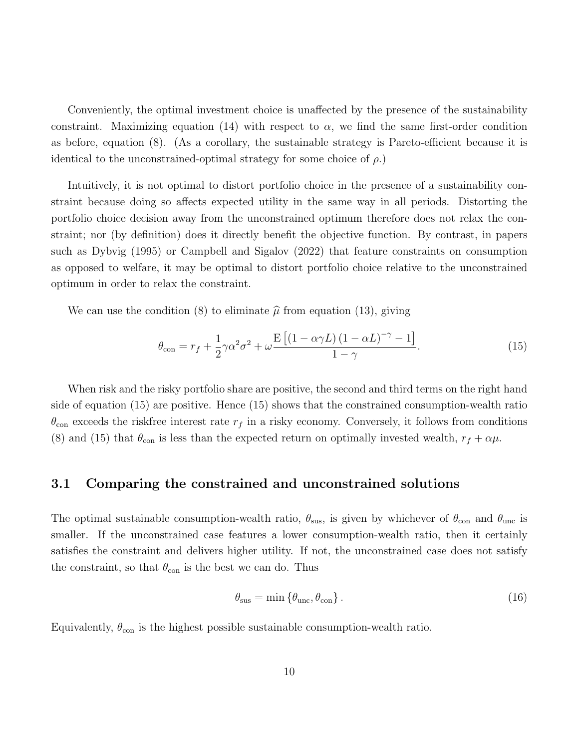Conveniently, the optimal investment choice is unaffected by the presence of the sustainability constraint. Maximizing equation (14) with respect to $\alpha$, we find the same first-order condition as before, equation (8). (As a corollary, the sustainable strategy is Pareto-efficient because it is identical to the unconstrained-optimal strategy for some choice of $\rho$.)

Intuitively, it is not optimal to distort portfolio choice in the presence of a sustainability constraint because doing so affects expected utility in the same way in all periods. Distorting the portfolio choice decision away from the unconstrained optimum therefore does not relax the constraint; nor (by definition) does it directly benefit the objective function. By contrast, in papers such as Dybvig (1995) or Campbell and Sigalov (2022) that feature constraints on consumption as opposed to welfare, it may be optimal to distort portfolio choice relative to the unconstrained optimum in order to relax the constraint.

We can use the condition (8) to eliminate $\widehat{\mu}$ from equation (13), giving

$$\theta_{\text{con}} = r_f + \frac{1}{2}\gamma\alpha^2\sigma^2 + \omega \frac{\mathrm{E}\left[(1-\alpha\gamma L)(1-\alpha L)^{-\gamma} - 1\right]}{1-\gamma}. \tag{15}$$

When risk and the risky portfolio share are positive, the second and third terms on the right hand side of equation (15) are positive. Hence (15) shows that the constrained consumption-wealth ratio $\theta_{\text{con}}$ exceeds the riskfree interest rate $r_f$ in a risky economy. Conversely, it follows from conditions (8) and (15) that $\theta_{\text{con}}$ is less than the expected return on optimally invested wealth, $r_f + \alpha\mu$.

### 3.1 Comparing the constrained and unconstrained solutions

The optimal sustainable consumption-wealth ratio, $\theta_{\text{sus}}$, is given by whichever of $\theta_{\text{con}}$ and $\theta_{\text{unc}}$ is smaller. If the unconstrained case features a lower consumption-wealth ratio, then it certainly satisfies the constraint and delivers higher utility. If not, the unconstrained case does not satisfy the constraint, so that $\theta_{\text{con}}$ is the best we can do. Thus

$$\theta_{\text{sus}} = \min\left\{\theta_{\text{unc}}, \theta_{\text{con}}\right\}. \tag{16}$$

Equivalently, $\theta_{\text{con}}$ is the highest possible sustainable consumption-wealth ratio.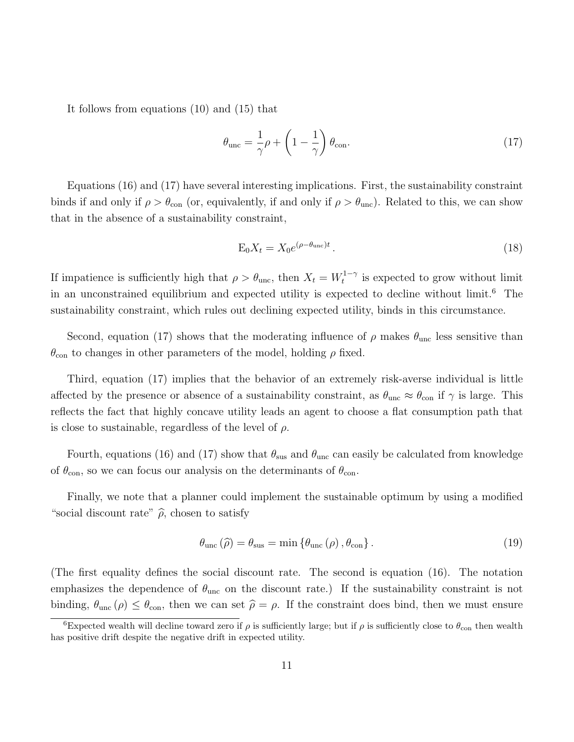It follows from equations (10) and (15) that

$$\theta_{\text{unc}} = \frac{1}{\gamma}\rho + \left(1 - \frac{1}{\gamma}\right)\theta_{\text{con}}. \tag{17}$$

Equations (16) and (17) have several interesting implications. First, the sustainability constraint binds if and only if $\rho > \theta_{\text{con}}$ (or, equivalently, if and only if $\rho > \theta_{\text{unc}}$). Related to this, we can show that in the absence of a sustainability constraint,

$$\text{E}_0 X_t = X_0 e^{(\rho - \theta_{\text{unc}})t}. \tag{18}$$

If impatience is sufficiently high that $\rho > \theta_{\text{unc}}$, then $X_t = W_t^{1-\gamma}$ is expected to grow without limit in an unconstrained equilibrium and expected utility is expected to decline without limit.[6] The sustainability constraint, which rules out declining expected utility, binds in this circumstance.

Second, equation (17) shows that the moderating influence of $\rho$ makes $\theta_{\text{unc}}$ less sensitive than $\theta_{\text{con}}$ to changes in other parameters of the model, holding $\rho$ fixed.

Third, equation (17) implies that the behavior of an extremely risk-averse individual is little affected by the presence or absence of a sustainability constraint, as $\theta_{\text{unc}} \approx \theta_{\text{con}}$ if $\gamma$ is large. This reflects the fact that highly concave utility leads an agent to choose a flat consumption path that is close to sustainable, regardless of the level of $\rho$.

Fourth, equations (16) and (17) show that $\theta_{\text{sus}}$ and $\theta_{\text{unc}}$ can easily be calculated from knowledge of $\theta_{\text{con}}$, so we can focus our analysis on the determinants of $\theta_{\text{con}}$.

Finally, we note that a planner could implement the sustainable optimum by using a modified "social discount rate" $\widehat{\rho}$, chosen to satisfy

$$\theta_{\text{unc}}\left(\widehat{\rho}\right) = \theta_{\text{sus}} = \min\left\{\theta_{\text{unc}}\left(\rho\right), \theta_{\text{con}}\right\}. \tag{19}$$

(The first equality defines the social discount rate. The second is equation (16). The notation emphasizes the dependence of $\theta_{\text{unc}}$ on the discount rate.) If the sustainability constraint is not binding, $\theta_{\text{unc}}\left(\rho\right) \leq \theta_{\text{con}}$, then we can set $\widehat{\rho} = \rho$. If the constraint does bind, then we must ensure

[6] Expected wealth will decline toward zero if $\rho$ is sufficiently large; but if $\rho$ is sufficiently close to $\theta_{\text{con}}$ then wealth has positive drift despite the negative drift in expected utility.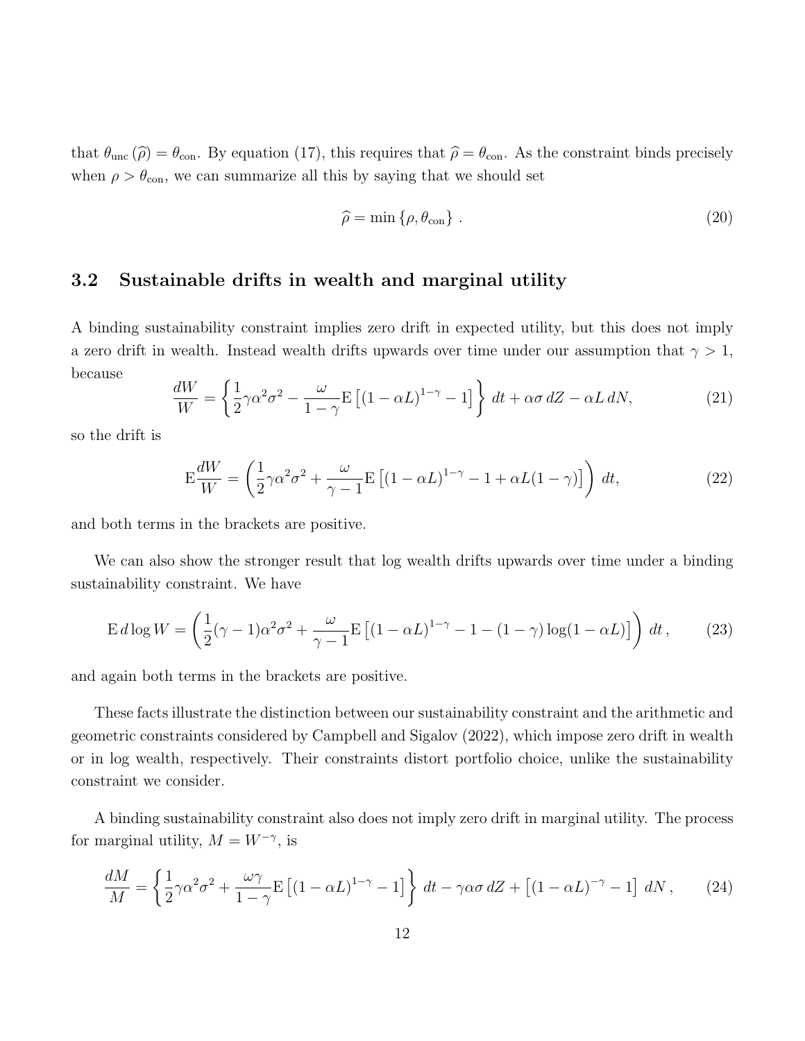that $\theta_{\text{unc}}(\widehat{\rho}) = \theta_{\text{con}}$. By equation (17), this requires that $\widehat{\rho} = \theta_{\text{con}}$. As the constraint binds precisely when $\rho > \theta_{\text{con}}$, we can summarize all this by saying that we should set

$$\widehat{\rho} = \min\left\{\rho, \theta_{\text{con}}\right\} . \tag{20}$$

### 3.2 Sustainable drifts in wealth and marginal utility

A binding sustainability constraint implies zero drift in expected utility, but this does not imply a zero drift in wealth. Instead wealth drifts upwards over time under our assumption that $\gamma > 1$, because

$$\frac{dW}{W} = \left\{\frac{1}{2}\gamma\alpha^2\sigma^2 - \frac{\omega}{1-\gamma}\mathrm{E}\left[(1-\alpha L)^{1-\gamma} - 1\right]\right\} dt + \alpha\sigma\, dZ - \alpha L\, dN, \tag{21}$$

so the drift is

$$\mathrm{E}\frac{dW}{W} = \left(\frac{1}{2}\gamma\alpha^2\sigma^2 + \frac{\omega}{\gamma-1}\mathrm{E}\left[(1-\alpha L)^{1-\gamma} - 1 + \alpha L(1-\gamma)\right]\right) dt, \tag{22}$$

and both terms in the brackets are positive.

We can also show the stronger result that log wealth drifts upwards over time under a binding sustainability constraint. We have

$$\mathrm{E}\, d\log W = \left(\frac{1}{2}(\gamma-1)\alpha^2\sigma^2 + \frac{\omega}{\gamma-1}\mathrm{E}\left[(1-\alpha L)^{1-\gamma} - 1 - (1-\gamma)\log(1-\alpha L)\right]\right) dt\,, \tag{23}$$

and again both terms in the brackets are positive.

These facts illustrate the distinction between our sustainability constraint and the arithmetic and geometric constraints considered by Campbell and Sigalov (2022), which impose zero drift in wealth or in log wealth, respectively. Their constraints distort portfolio choice, unlike the sustainability constraint we consider.

A binding sustainability constraint also does not imply zero drift in marginal utility. The process for marginal utility, $M = W^{-\gamma}$, is

$$\frac{dM}{M} = \left\{\frac{1}{2}\gamma\alpha^2\sigma^2 + \frac{\omega\gamma}{1-\gamma}\mathrm{E}\left[(1-\alpha L)^{1-\gamma} - 1\right]\right\} dt - \gamma\alpha\sigma\, dZ + \left[(1-\alpha L)^{-\gamma} - 1\right] dN\,, \tag{24}$$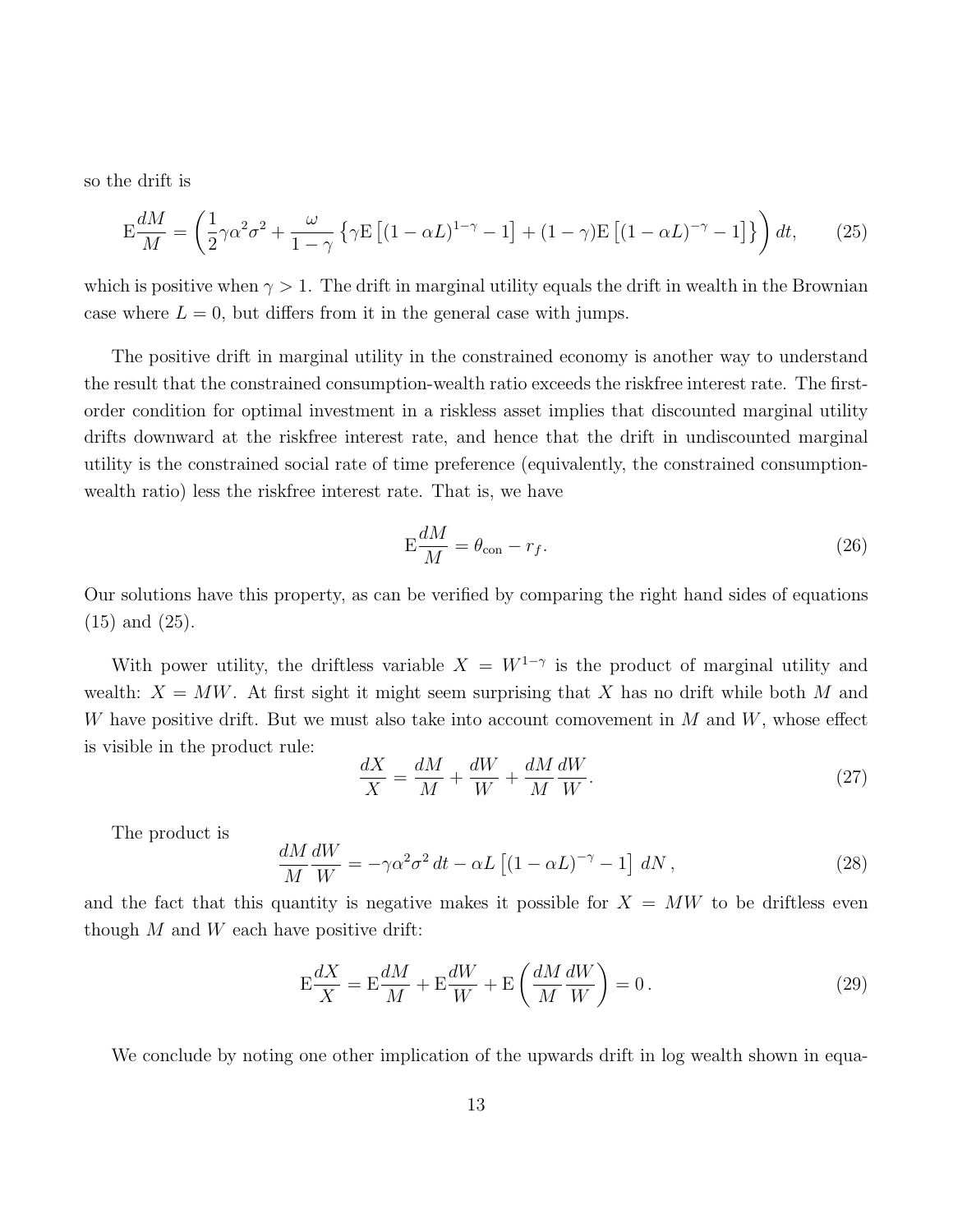so the drift is

$$\mathrm{E}\frac{dM}{M} = \left(\frac{1}{2}\gamma\alpha^2\sigma^2 + \frac{\omega}{1-\gamma}\left\{\gamma\mathrm{E}\left[(1-\alpha L)^{1-\gamma} - 1\right] + (1-\gamma)\mathrm{E}\left[(1-\alpha L)^{-\gamma} - 1\right]\right\}\right) dt, \tag{25}$$

which is positive when $\gamma > 1$. The drift in marginal utility equals the drift in wealth in the Brownian case where $L = 0$, but differs from it in the general case with jumps.

The positive drift in marginal utility in the constrained economy is another way to understand the result that the constrained consumption-wealth ratio exceeds the riskfree interest rate. The first-order condition for optimal investment in a riskless asset implies that discounted marginal utility drifts downward at the riskfree interest rate, and hence that the drift in undiscounted marginal utility is the constrained social rate of time preference (equivalently, the constrained consumption-wealth ratio) less the riskfree interest rate. That is, we have

$$\mathrm{E}\frac{dM}{M} = \theta_{\text{con}} - r_f. \tag{26}$$

Our solutions have this property, as can be verified by comparing the right hand sides of equations (15) and (25).

With power utility, the driftless variable $X = W^{1-\gamma}$ is the product of marginal utility and wealth: $X = MW$. At first sight it might seem surprising that $X$ has no drift while both $M$ and $W$ have positive drift. But we must also take into account comovement in $M$ and $W$, whose effect is visible in the product rule:

$$\frac{dX}{X} = \frac{dM}{M} + \frac{dW}{W} + \frac{dM}{M}\frac{dW}{W}. \tag{27}$$

The product is

$$\frac{dM}{M}\frac{dW}{W} = -\gamma\alpha^2\sigma^2\, dt - \alpha L\left[(1-\alpha L)^{-\gamma} - 1\right]\, dN\,, \tag{28}$$

and the fact that this quantity is negative makes it possible for $X = MW$ to be driftless even though $M$ and $W$ each have positive drift:

$$\mathrm{E}\frac{dX}{X} = \mathrm{E}\frac{dM}{M} + \mathrm{E}\frac{dW}{W} + \mathrm{E}\left(\frac{dM}{M}\frac{dW}{W}\right) = 0\,. \tag{29}$$

We conclude by noting one other implication of the upwards drift in log wealth shown in equa-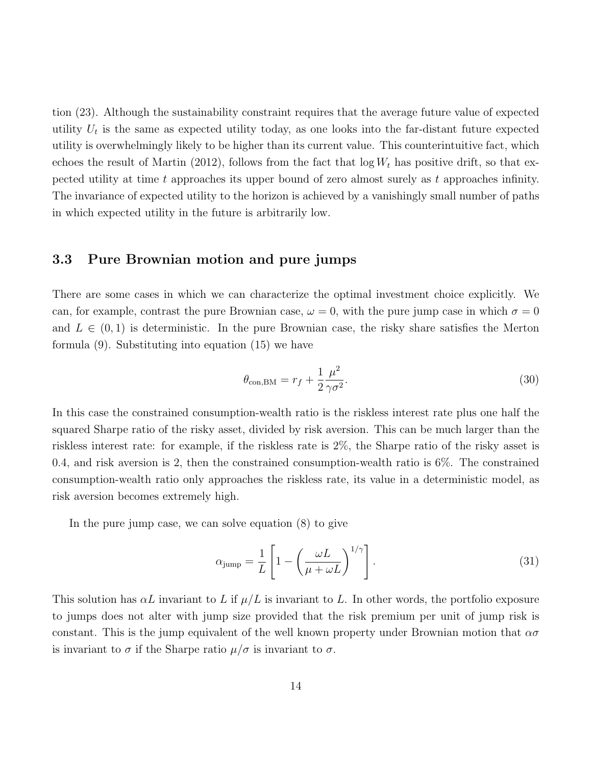tion (23). Although the sustainability constraint requires that the average future value of expected utility $U_t$ is the same as expected utility today, as one looks into the far-distant future expected utility is overwhelmingly likely to be higher than its current value. This counterintuitive fact, which echoes the result of Martin (2012), follows from the fact that $\log W_t$ has positive drift, so that expected utility at time $t$ approaches its upper bound of zero almost surely as $t$ approaches infinity. The invariance of expected utility to the horizon is achieved by a vanishingly small number of paths in which expected utility in the future is arbitrarily low.

### 3.3 Pure Brownian motion and pure jumps

There are some cases in which we can characterize the optimal investment choice explicitly. We can, for example, contrast the pure Brownian case, $\omega = 0$, with the pure jump case in which $\sigma = 0$ and $L \in (0, 1)$ is deterministic. In the pure Brownian case, the risky share satisfies the Merton formula (9). Substituting into equation (15) we have

$$\theta_{\text{con,BM}} = r_f + \frac{1}{2}\frac{\mu^2}{\gamma\sigma^2}. \tag{30}$$

In this case the constrained consumption-wealth ratio is the riskless interest rate plus one half the squared Sharpe ratio of the risky asset, divided by risk aversion. This can be much larger than the riskless interest rate: for example, if the riskless rate is 2%, the Sharpe ratio of the risky asset is 0.4, and risk aversion is 2, then the constrained consumption-wealth ratio is 6%. The constrained consumption-wealth ratio only approaches the riskless rate, its value in a deterministic model, as risk aversion becomes extremely high.

In the pure jump case, we can solve equation (8) to give

$$\alpha_{\text{jump}} = \frac{1}{L}\left[1 - \left(\frac{\omega L}{\mu + \omega L}\right)^{1/\gamma}\right]. \tag{31}$$

This solution has $\alpha L$ invariant to $L$ if $\mu/L$ is invariant to $L$. In other words, the portfolio exposure to jumps does not alter with jump size provided that the risk premium per unit of jump risk is constant. This is the jump equivalent of the well known property under Brownian motion that $\alpha\sigma$ is invariant to $\sigma$ if the Sharpe ratio $\mu/\sigma$ is invariant to $\sigma$.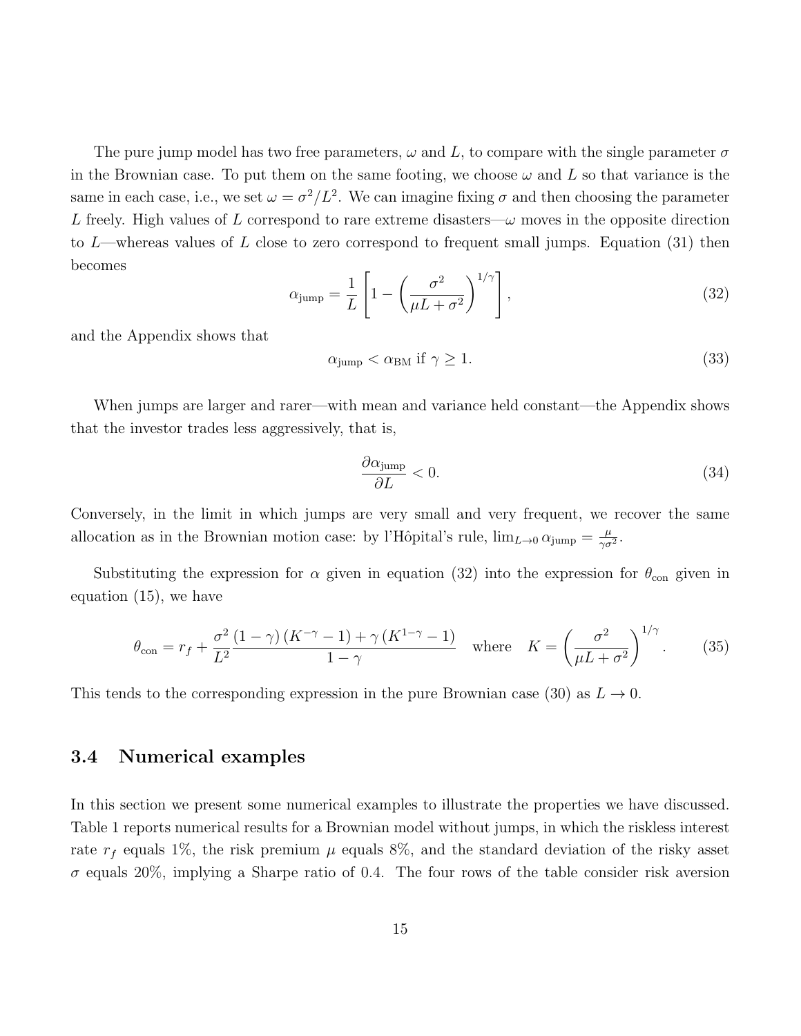The pure jump model has two free parameters, $\omega$ and $L$, to compare with the single parameter $\sigma$ in the Brownian case. To put them on the same footing, we choose $\omega$ and $L$ so that variance is the same in each case, i.e., we set $\omega = \sigma^2/L^2$. We can imagine fixing $\sigma$ and then choosing the parameter $L$ freely. High values of $L$ correspond to rare extreme disasters—$\omega$ moves in the opposite direction to $L$—whereas values of $L$ close to zero correspond to frequent small jumps. Equation (31) then becomes

$$\alpha_{\text{jump}} = \frac{1}{L}\left[1 - \left(\frac{\sigma^2}{\mu L + \sigma^2}\right)^{1/\gamma}\right], \tag{32}$$

and the Appendix shows that

$$\alpha_{\text{jump}} < \alpha_{\text{BM}} \text{ if } \gamma \geq 1. \tag{33}$$

When jumps are larger and rarer—with mean and variance held constant—the Appendix shows that the investor trades less aggressively, that is,

$$\frac{\partial \alpha_{\text{jump}}}{\partial L} < 0. \tag{34}$$

Conversely, in the limit in which jumps are very small and very frequent, we recover the same allocation as in the Brownian motion case: by l'Hôpital's rule, $\lim_{L\to 0} \alpha_{\text{jump}} = \frac{\mu}{\gamma\sigma^2}$.

Substituting the expression for $\alpha$ given in equation (32) into the expression for $\theta_{\text{con}}$ given in equation (15), we have

$$\theta_{\text{con}} = r_f + \frac{\sigma^2}{L^2}\frac{(1-\gamma)\left(K^{-\gamma}-1\right) + \gamma\left(K^{1-\gamma}-1\right)}{1-\gamma} \quad \text{where} \quad K = \left(\frac{\sigma^2}{\mu L + \sigma^2}\right)^{1/\gamma}. \tag{35}$$

This tends to the corresponding expression in the pure Brownian case (30) as $L \to 0$.

### 3.4 Numerical examples

In this section we present some numerical examples to illustrate the properties we have discussed. Table 1 reports numerical results for a Brownian model without jumps, in which the riskless interest rate $r_f$ equals 1%, the risk premium $\mu$ equals 8%, and the standard deviation of the risky asset $\sigma$ equals 20%, implying a Sharpe ratio of 0.4. The four rows of the table consider risk aversion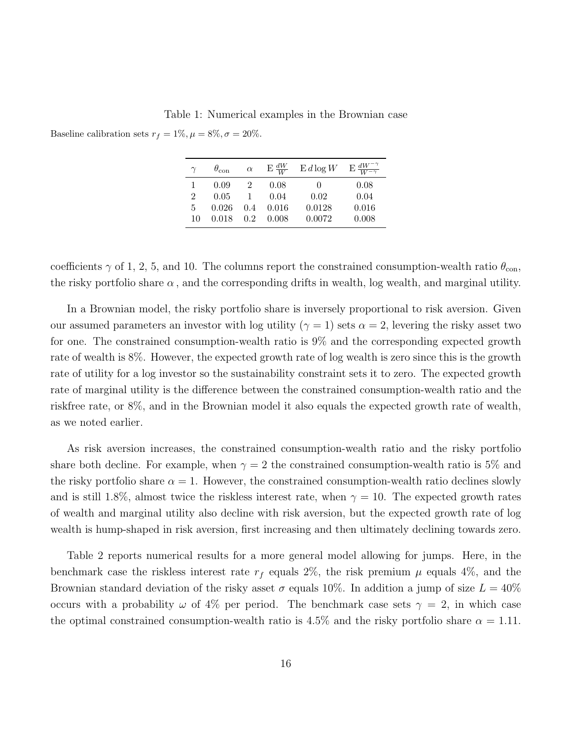Table 1: Numerical examples in the Brownian case

Baseline calibration sets $r_f = 1\%, \mu = 8\%, \sigma = 20\%$.

| $\gamma$ | $\theta_{\text{con}}$ | $\alpha$ | $\mathrm{E}\,\frac{dW}{W}$ | $\mathrm{E}\,d\log W$ | $\mathrm{E}\,\frac{dW^{-\gamma}}{W^{-\gamma}}$ |
|---|---|---|---|---|---|
| 1 | 0.09 | 2 | 0.08 | 0 | 0.08 |
| 2 | 0.05 | 1 | 0.04 | 0.02 | 0.04 |
| 5 | 0.026 | 0.4 | 0.016 | 0.0128 | 0.016 |
| 10 | 0.018 | 0.2 | 0.008 | 0.0072 | 0.008 |

coefficients $\gamma$ of 1, 2, 5, and 10. The columns report the constrained consumption-wealth ratio $\theta_{\text{con}}$, the risky portfolio share $\alpha$ , and the corresponding drifts in wealth, log wealth, and marginal utility.

In a Brownian model, the risky portfolio share is inversely proportional to risk aversion. Given our assumed parameters an investor with log utility ($\gamma = 1$) sets $\alpha = 2$, levering the risky asset two for one. The constrained consumption-wealth ratio is 9% and the corresponding expected growth rate of wealth is 8%. However, the expected growth rate of log wealth is zero since this is the growth rate of utility for a log investor so the sustainability constraint sets it to zero. The expected growth rate of marginal utility is the difference between the constrained consumption-wealth ratio and the riskfree rate, or 8%, and in the Brownian model it also equals the expected growth rate of wealth, as we noted earlier.

As risk aversion increases, the constrained consumption-wealth ratio and the risky portfolio share both decline. For example, when $\gamma = 2$ the constrained consumption-wealth ratio is 5% and the risky portfolio share $\alpha = 1$. However, the constrained consumption-wealth ratio declines slowly and is still 1.8%, almost twice the riskless interest rate, when $\gamma = 10$. The expected growth rates of wealth and marginal utility also decline with risk aversion, but the expected growth rate of log wealth is hump-shaped in risk aversion, first increasing and then ultimately declining towards zero.

Table 2 reports numerical results for a more general model allowing for jumps. Here, in the benchmark case the riskless interest rate $r_f$ equals 2%, the risk premium $\mu$ equals 4%, and the Brownian standard deviation of the risky asset $\sigma$ equals 10%. In addition a jump of size $L = 40\%$ occurs with a probability $\omega$ of 4% per period. The benchmark case sets $\gamma = 2$, in which case the optimal constrained consumption-wealth ratio is 4.5% and the risky portfolio share $\alpha = 1.11$.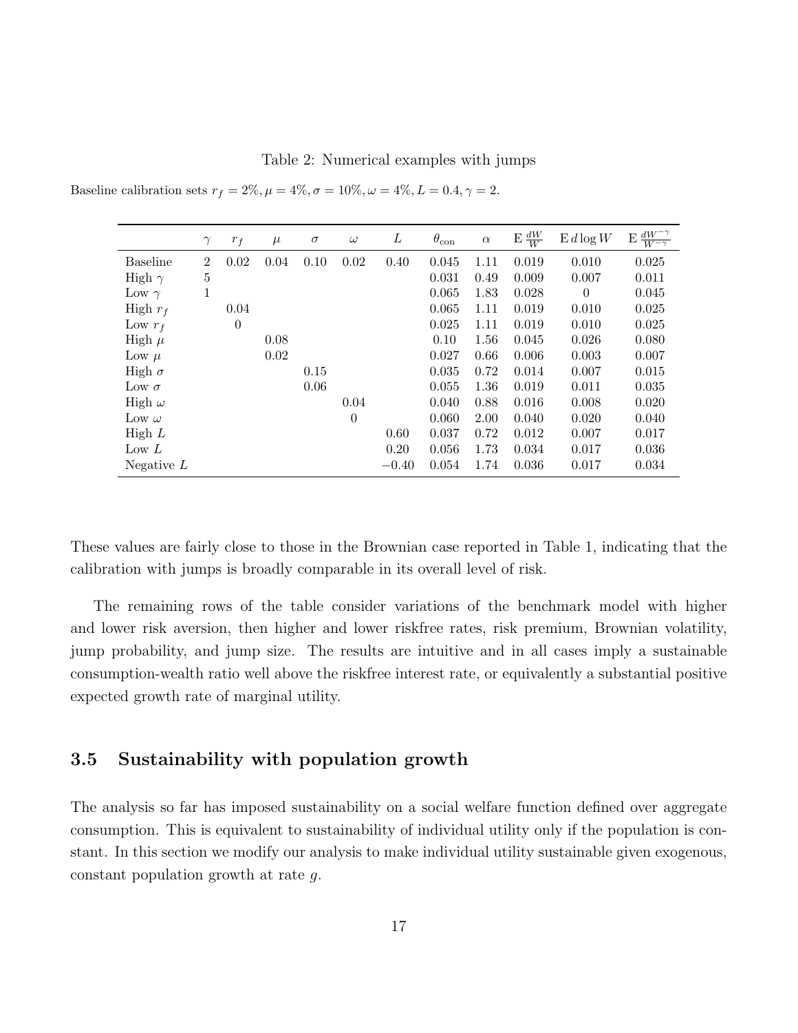Table 2: Numerical examples with jumps

Baseline calibration sets $r_f = 2\%, \mu = 4\%, \sigma = 10\%, \omega = 4\%, L = 0.4, \gamma = 2$.

| | $\gamma$ | $r_f$ | $\mu$ | $\sigma$ | $\omega$ | $L$ | $\theta_{\text{con}}$ | $\alpha$ | $\mathrm{E}\,\frac{dW}{W}$ | $\mathrm{E}\,d\log W$ | $\mathrm{E}\,\frac{dW^{-\gamma}}{W^{-\gamma}}$ |
|---|---|---|---|---|---|---|---|---|---|---|---|
| Baseline | 2 | 0.02 | 0.04 | 0.10 | 0.02 | 0.40 | 0.045 | 1.11 | 0.019 | 0.010 | 0.025 |
| High $\gamma$ | 5 | | | | | | 0.031 | 0.49 | 0.009 | 0.007 | 0.011 |
| Low $\gamma$ | 1 | | | | | | 0.065 | 1.83 | 0.028 | 0 | 0.045 |
| High $r_f$ | | 0.04 | | | | | 0.065 | 1.11 | 0.019 | 0.010 | 0.025 |
| Low $r_f$ | | 0 | | | | | 0.025 | 1.11 | 0.019 | 0.010 | 0.025 |
| High $\mu$ | | | 0.08 | | | | 0.10 | 1.56 | 0.045 | 0.026 | 0.080 |
| Low $\mu$ | | | 0.02 | | | | 0.027 | 0.66 | 0.006 | 0.003 | 0.007 |
| High $\sigma$ | | | | 0.15 | | | 0.035 | 0.72 | 0.014 | 0.007 | 0.015 |
| Low $\sigma$ | | | | 0.06 | | | 0.055 | 1.36 | 0.019 | 0.011 | 0.035 |
| High $\omega$ | | | | | 0.04 | | 0.040 | 0.88 | 0.016 | 0.008 | 0.020 |
| Low $\omega$ | | | | | 0 | | 0.060 | 2.00 | 0.040 | 0.020 | 0.040 |
| High $L$ | | | | | | 0.60 | 0.037 | 0.72 | 0.012 | 0.007 | 0.017 |
| Low $L$ | | | | | | 0.20 | 0.056 | 1.73 | 0.034 | 0.017 | 0.036 |
| Negative $L$ | | | | | | $-0.40$ | 0.054 | 1.74 | 0.036 | 0.017 | 0.034 |

These values are fairly close to those in the Brownian case reported in Table 1, indicating that the calibration with jumps is broadly comparable in its overall level of risk.

The remaining rows of the table consider variations of the benchmark model with higher and lower risk aversion, then higher and lower riskfree rates, risk premium, Brownian volatility, jump probability, and jump size. The results are intuitive and in all cases imply a sustainable consumption-wealth ratio well above the riskfree interest rate, or equivalently a substantial positive expected growth rate of marginal utility.

### 3.5 Sustainability with population growth

The analysis so far has imposed sustainability on a social welfare function defined over aggregate consumption. This is equivalent to sustainability of individual utility only if the population is constant. In this section we modify our analysis to make individual utility sustainable given exogenous, constant population growth at rate $g$.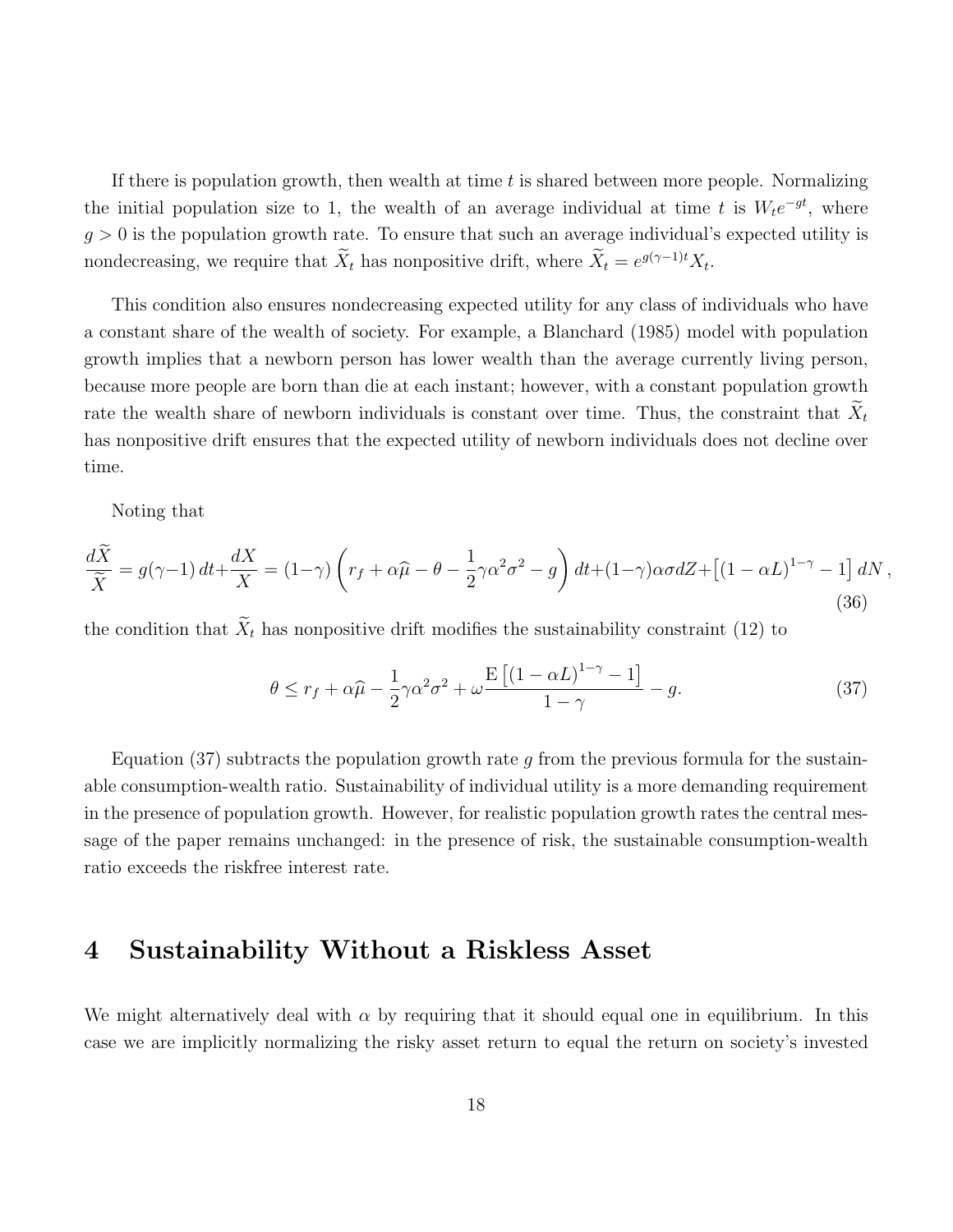If there is population growth, then wealth at time $t$ is shared between more people. Normalizing the initial population size to 1, the wealth of an average individual at time $t$ is $W_t e^{-gt}$, where $g > 0$ is the population growth rate. To ensure that such an average individual's expected utility is nondecreasing, we require that $\widetilde{X}_t$ has nonpositive drift, where $\widetilde{X}_t = e^{g(\gamma-1)t} X_t$.

This condition also ensures nondecreasing expected utility for any class of individuals who have a constant share of the wealth of society. For example, a Blanchard (1985) model with population growth implies that a newborn person has lower wealth than the average currently living person, because more people are born than die at each instant; however, with a constant population growth rate the wealth share of newborn individuals is constant over time. Thus, the constraint that $\widetilde{X}_t$ has nonpositive drift ensures that the expected utility of newborn individuals does not decline over time.

Noting that

$$\frac{d\widetilde{X}}{\widetilde{X}} = g(\gamma-1)\,dt + \frac{dX}{X} = (1-\gamma)\left(r_f + \alpha\widehat{\mu} - \theta - \frac{1}{2}\gamma\alpha^2\sigma^2 - g\right)dt + (1-\gamma)\alpha\sigma dZ + \left[(1-\alpha L)^{1-\gamma} - 1\right]dN\,, \tag{36}$$

the condition that $\widetilde{X}_t$ has nonpositive drift modifies the sustainability constraint (12) to

$$\theta \leq r_f + \alpha\widehat{\mu} - \frac{1}{2}\gamma\alpha^2\sigma^2 + \omega\frac{\mathrm{E}\left[(1-\alpha L)^{1-\gamma} - 1\right]}{1-\gamma} - g. \tag{37}$$

Equation (37) subtracts the population growth rate $g$ from the previous formula for the sustainable consumption-wealth ratio. Sustainability of individual utility is a more demanding requirement in the presence of population growth. However, for realistic population growth rates the central message of the paper remains unchanged: in the presence of risk, the sustainable consumption-wealth ratio exceeds the riskfree interest rate.

## 4 Sustainability Without a Riskless Asset

We might alternatively deal with $\alpha$ by requiring that it should equal one in equilibrium. In this case we are implicitly normalizing the risky asset return to equal the return on society's invested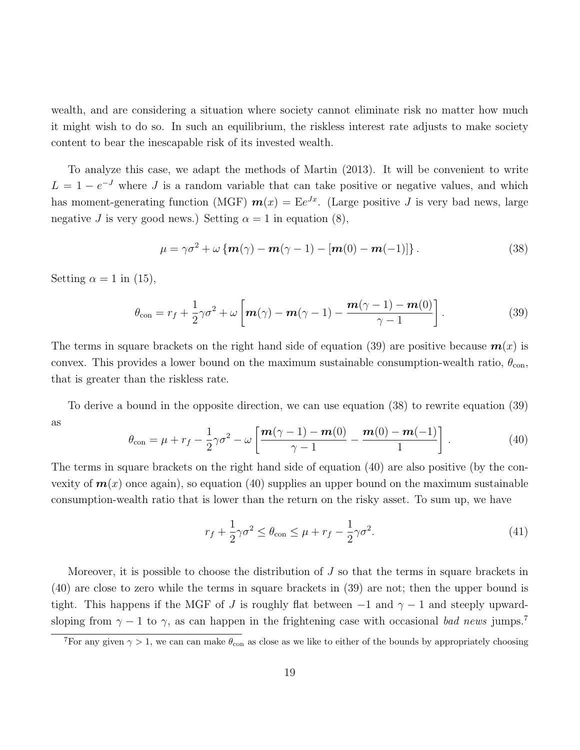wealth, and are considering a situation where society cannot eliminate risk no matter how much it might wish to do so. In such an equilibrium, the riskless interest rate adjusts to make society content to bear the inescapable risk of its invested wealth.

To analyze this case, we adapt the methods of Martin (2013). It will be convenient to write $L = 1 - e^{-J}$ where $J$ is a random variable that can take positive or negative values, and which has moment-generating function (MGF) $\boldsymbol{m}(x) = \mathrm{E}e^{Jx}$. (Large positive $J$ is very bad news, large negative $J$ is very good news.) Setting $\alpha = 1$ in equation (8),

$$\mu = \gamma\sigma^2 + \omega \left\{\boldsymbol{m}(\gamma) - \boldsymbol{m}(\gamma - 1) - [\boldsymbol{m}(0) - \boldsymbol{m}(-1)]\right\}. \tag{38}$$

Setting $\alpha = 1$ in (15),

$$\theta_{\text{con}} = r_f + \frac{1}{2}\gamma\sigma^2 + \omega \left[\boldsymbol{m}(\gamma) - \boldsymbol{m}(\gamma - 1) - \frac{\boldsymbol{m}(\gamma - 1) - \boldsymbol{m}(0)}{\gamma - 1}\right]. \tag{39}$$

The terms in square brackets on the right hand side of equation (39) are positive because $\boldsymbol{m}(x)$ is convex. This provides a lower bound on the maximum sustainable consumption-wealth ratio, $\theta_{\text{con}}$, that is greater than the riskless rate.

To derive a bound in the opposite direction, we can use equation (38) to rewrite equation (39) as

$$\theta_{\text{con}} = \mu + r_f - \frac{1}{2}\gamma\sigma^2 - \omega \left[\frac{\boldsymbol{m}(\gamma - 1) - \boldsymbol{m}(0)}{\gamma - 1} - \frac{\boldsymbol{m}(0) - \boldsymbol{m}(-1)}{1}\right]. \tag{40}$$

The terms in square brackets on the right hand side of equation (40) are also positive (by the convexity of $\boldsymbol{m}(x)$ once again), so equation (40) supplies an upper bound on the maximum sustainable consumption-wealth ratio that is lower than the return on the risky asset. To sum up, we have

$$r_f + \frac{1}{2}\gamma\sigma^2 \leq \theta_{\text{con}} \leq \mu + r_f - \frac{1}{2}\gamma\sigma^2. \tag{41}$$

Moreover, it is possible to choose the distribution of $J$ so that the terms in square brackets in (40) are close to zero while the terms in square brackets in (39) are not; then the upper bound is tight. This happens if the MGF of $J$ is roughly flat between $-1$ and $\gamma - 1$ and steeply upward-sloping from $\gamma - 1$ to $\gamma$, as can happen in the frightening case with occasional *bad news* jumps.[7]

[7]For any given $\gamma > 1$, we can can make $\theta_{\text{con}}$ as close as we like to either of the bounds by appropriately choosing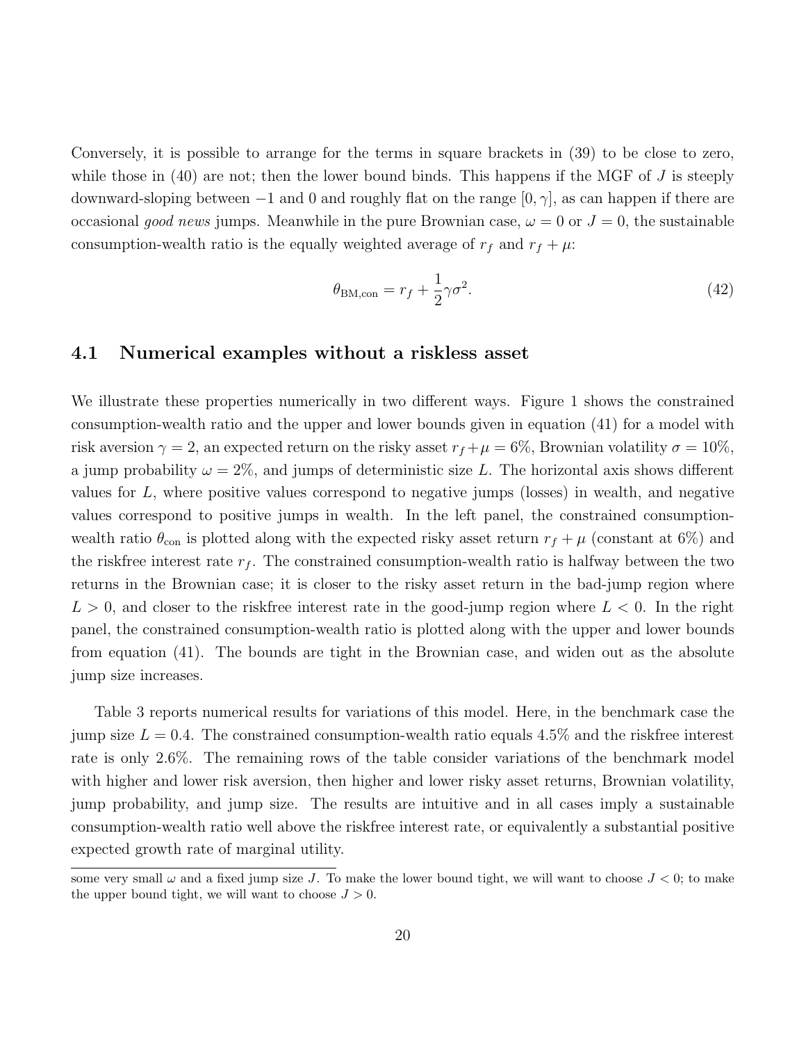Conversely, it is possible to arrange for the terms in square brackets in (39) to be close to zero, while those in (40) are not; then the lower bound binds. This happens if the MGF of $J$ is steeply downward-sloping between $-1$ and 0 and roughly flat on the range $[0, \gamma]$, as can happen if there are occasional *good news* jumps. Meanwhile in the pure Brownian case, $\omega = 0$ or $J = 0$, the sustainable consumption-wealth ratio is the equally weighted average of $r_f$ and $r_f + \mu$:

$$\theta_{\text{BM,con}} = r_f + \frac{1}{2}\gamma\sigma^2. \tag{42}$$

### 4.1 Numerical examples without a riskless asset

We illustrate these properties numerically in two different ways. Figure 1 shows the constrained consumption-wealth ratio and the upper and lower bounds given in equation (41) for a model with risk aversion $\gamma = 2$, an expected return on the risky asset $r_f + \mu = 6\%$, Brownian volatility $\sigma = 10\%$, a jump probability $\omega = 2\%$, and jumps of deterministic size $L$. The horizontal axis shows different values for $L$, where positive values correspond to negative jumps (losses) in wealth, and negative values correspond to positive jumps in wealth. In the left panel, the constrained consumption-wealth ratio $\theta_{\text{con}}$ is plotted along with the expected risky asset return $r_f + \mu$ (constant at 6%) and the riskfree interest rate $r_f$. The constrained consumption-wealth ratio is halfway between the two returns in the Brownian case; it is closer to the risky asset return in the bad-jump region where $L > 0$, and closer to the riskfree interest rate in the good-jump region where $L < 0$. In the right panel, the constrained consumption-wealth ratio is plotted along with the upper and lower bounds from equation (41). The bounds are tight in the Brownian case, and widen out as the absolute jump size increases.

Table 3 reports numerical results for variations of this model. Here, in the benchmark case the jump size $L = 0.4$. The constrained consumption-wealth ratio equals 4.5% and the riskfree interest rate is only 2.6%. The remaining rows of the table consider variations of the benchmark model with higher and lower risk aversion, then higher and lower risky asset returns, Brownian volatility, jump probability, and jump size. The results are intuitive and in all cases imply a sustainable consumption-wealth ratio well above the riskfree interest rate, or equivalently a substantial positive expected growth rate of marginal utility.

some very small $\omega$ and a fixed jump size $J$. To make the lower bound tight, we will want to choose $J < 0$; to make the upper bound tight, we will want to choose $J > 0$.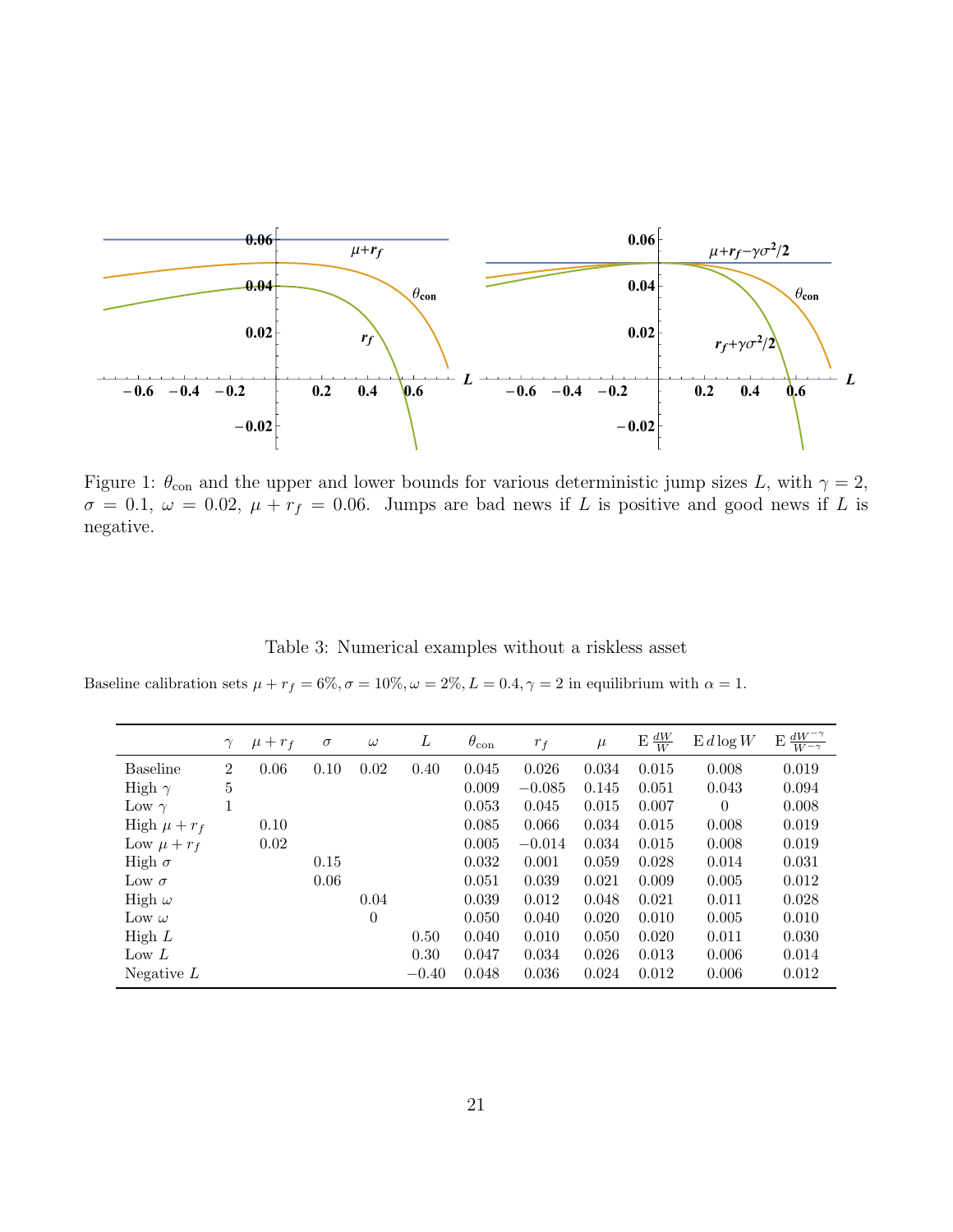Figure 1: $\theta_{\text{con}}$ and the upper and lower bounds for various deterministic jump sizes $L$, with $\gamma = 2$, $\sigma = 0.1$, $\omega = 0.02$, $\mu + r_f = 0.06$. Jumps are bad news if $L$ is positive and good news if $L$ is negative.

Table 3: Numerical examples without a riskless asset

Baseline calibration sets $\mu + r_f = 6\%, \sigma = 10\%, \omega = 2\%, L = 0.4, \gamma = 2$ in equilibrium with $\alpha = 1$.

| | $\gamma$ | $\mu + r_f$ | $\sigma$ | $\omega$ | $L$ | $\theta_{\text{con}}$ | $r_f$ | $\mu$ | $\mathrm{E}\,\frac{dW}{W}$ | $\mathrm{E}\,d\log W$ | $\mathrm{E}\,\frac{dW^{-\gamma}}{W^{-\gamma}}$ |
|---|---|---|---|---|---|---|---|---|---|---|---|
| Baseline | 2 | 0.06 | 0.10 | 0.02 | 0.40 | 0.045 | 0.026 | 0.034 | 0.015 | 0.008 | 0.019 |
| High $\gamma$ | 5 | | | | | 0.009 | $-0.085$ | 0.145 | 0.051 | 0.043 | 0.094 |
| Low $\gamma$ | 1 | | | | | 0.053 | 0.045 | 0.015 | 0.007 | 0 | 0.008 |
| High $\mu + r_f$ | | 0.10 | | | | 0.085 | 0.066 | 0.034 | 0.015 | 0.008 | 0.019 |
| Low $\mu + r_f$ | | 0.02 | | | | 0.005 | $-0.014$ | 0.034 | 0.015 | 0.008 | 0.019 |
| High $\sigma$ | | | 0.15 | | | 0.032 | 0.001 | 0.059 | 0.028 | 0.014 | 0.031 |
| Low $\sigma$ | | | 0.06 | | | 0.051 | 0.039 | 0.021 | 0.009 | 0.005 | 0.012 |
| High $\omega$ | | | | 0.04 | | 0.039 | 0.012 | 0.048 | 0.021 | 0.011 | 0.028 |
| Low $\omega$ | | | | 0 | | 0.050 | 0.040 | 0.020 | 0.010 | 0.005 | 0.010 |
| High $L$ | | | | | 0.50 | 0.040 | 0.010 | 0.050 | 0.020 | 0.011 | 0.030 |
| Low $L$ | | | | | 0.30 | 0.047 | 0.034 | 0.026 | 0.013 | 0.006 | 0.014 |
| Negative $L$ | | | | | $-0.40$ | 0.048 | 0.036 | 0.024 | 0.012 | 0.006 | 0.012 |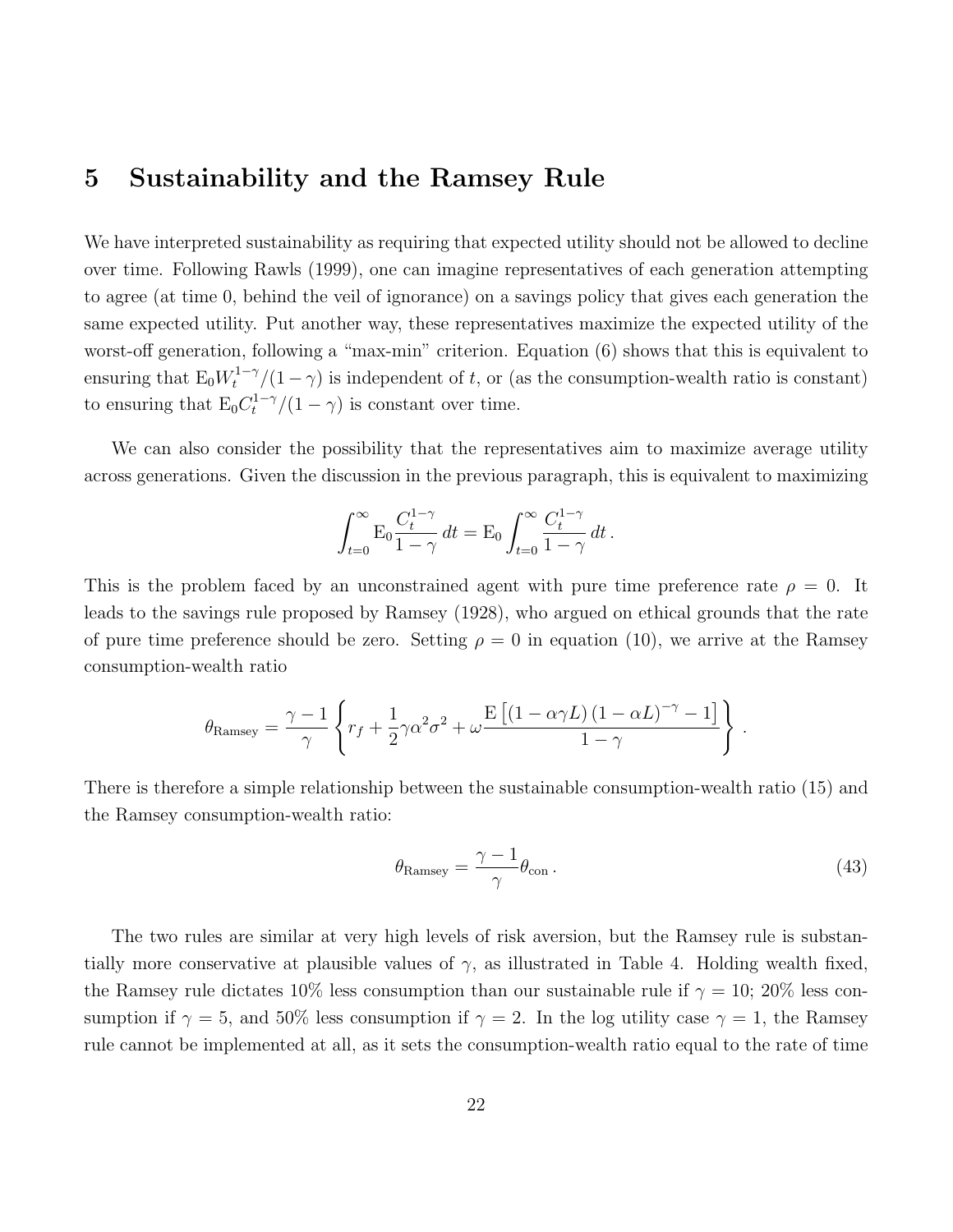## 5 Sustainability and the Ramsey Rule

We have interpreted sustainability as requiring that expected utility should not be allowed to decline over time. Following Rawls (1999), one can imagine representatives of each generation attempting to agree (at time 0, behind the veil of ignorance) on a savings policy that gives each generation the same expected utility. Put another way, these representatives maximize the expected utility of the worst-off generation, following a "max-min" criterion. Equation (6) shows that this is equivalent to ensuring that $\mathrm{E}_0 W_t^{1-\gamma}/(1-\gamma)$ is independent of $t$, or (as the consumption-wealth ratio is constant) to ensuring that $\mathrm{E}_0 C_t^{1-\gamma}/(1-\gamma)$ is constant over time.

We can also consider the possibility that the representatives aim to maximize average utility across generations. Given the discussion in the previous paragraph, this is equivalent to maximizing

$$\int_{t=0}^{\infty} \mathrm{E}_0 \frac{C_t^{1-\gamma}}{1-\gamma}\, dt = \mathrm{E}_0 \int_{t=0}^{\infty} \frac{C_t^{1-\gamma}}{1-\gamma}\, dt\,.$$

This is the problem faced by an unconstrained agent with pure time preference rate $\rho = 0$. It leads to the savings rule proposed by Ramsey (1928), who argued on ethical grounds that the rate of pure time preference should be zero. Setting $\rho = 0$ in equation (10), we arrive at the Ramsey consumption-wealth ratio

$$\theta_{\text{Ramsey}} = \frac{\gamma - 1}{\gamma} \left\{ r_f + \frac{1}{2}\gamma\alpha^2\sigma^2 + \omega \frac{\mathrm{E}\left[(1-\alpha\gamma L)\left(1-\alpha L\right)^{-\gamma} - 1\right]}{1-\gamma} \right\}.$$

There is therefore a simple relationship between the sustainable consumption-wealth ratio (15) and the Ramsey consumption-wealth ratio:

$$\theta_{\text{Ramsey}} = \frac{\gamma - 1}{\gamma}\theta_{\text{con}}\,. \tag{43}$$

The two rules are similar at very high levels of risk aversion, but the Ramsey rule is substantially more conservative at plausible values of $\gamma$, as illustrated in Table 4. Holding wealth fixed, the Ramsey rule dictates 10% less consumption than our sustainable rule if $\gamma = 10$; 20% less consumption if $\gamma = 5$, and 50% less consumption if $\gamma = 2$. In the log utility case $\gamma = 1$, the Ramsey rule cannot be implemented at all, as it sets the consumption-wealth ratio equal to the rate of time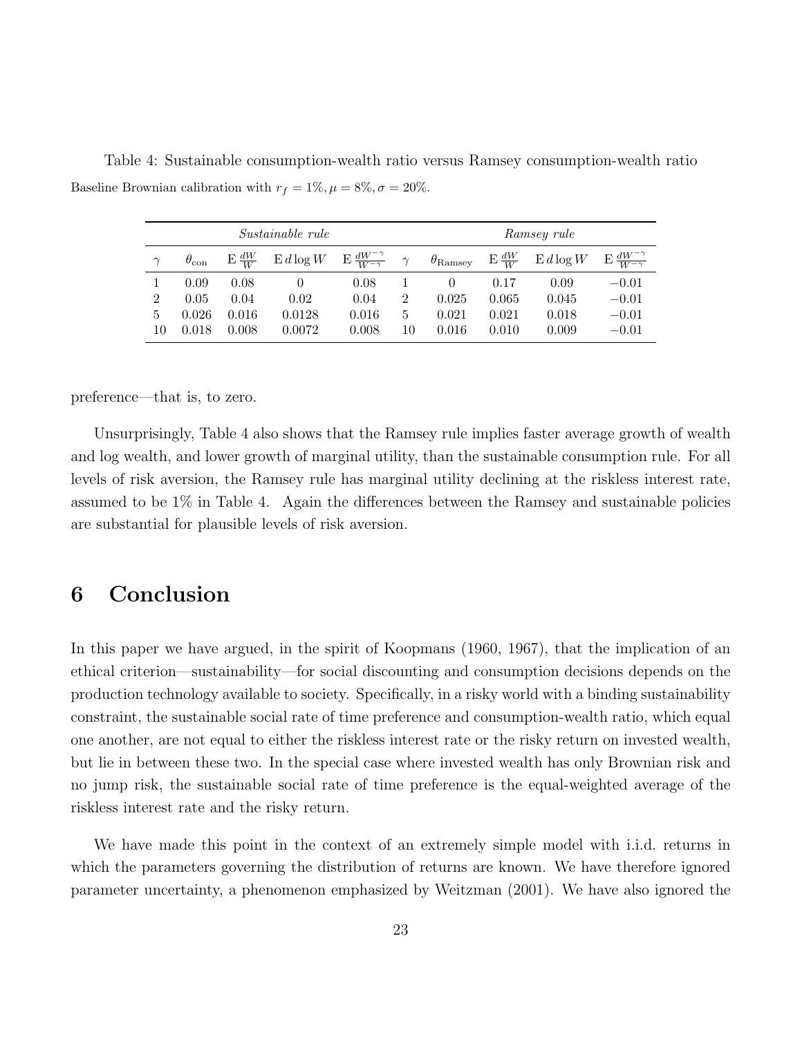Table 4: Sustainable consumption-wealth ratio versus Ramsey consumption-wealth ratio

Baseline Brownian calibration with $r_f = 1\%, \mu = 8\%, \sigma = 20\%$.

| *Sustainable rule* | | | | | *Ramsey rule* | | | | |
|---|---|---|---|---|---|---|---|---|---|
| $\gamma$ | $\theta_{\text{con}}$ | $\mathrm{E}\,\frac{dW}{W}$ | $\mathrm{E}\,d\log W$ | $\mathrm{E}\,\frac{dW^{-\gamma}}{W^{-\gamma}}$ | $\gamma$ | $\theta_{\text{Ramsey}}$ | $\mathrm{E}\,\frac{dW}{W}$ | $\mathrm{E}\,d\log W$ | $\mathrm{E}\,\frac{dW^{-\gamma}}{W^{-\gamma}}$ |
| 1 | 0.09 | 0.08 | 0 | 0.08 | 1 | 0 | 0.17 | 0.09 | $-0.01$ |
| 2 | 0.05 | 0.04 | 0.02 | 0.04 | 2 | 0.025 | 0.065 | 0.045 | $-0.01$ |
| 5 | 0.026 | 0.016 | 0.0128 | 0.016 | 5 | 0.021 | 0.021 | 0.018 | $-0.01$ |
| 10 | 0.018 | 0.008 | 0.0072 | 0.008 | 10 | 0.016 | 0.010 | 0.009 | $-0.01$ |

preference—that is, to zero.

Unsurprisingly, Table 4 also shows that the Ramsey rule implies faster average growth of wealth and log wealth, and lower growth of marginal utility, than the sustainable consumption rule. For all levels of risk aversion, the Ramsey rule has marginal utility declining at the riskless interest rate, assumed to be 1% in Table 4. Again the differences between the Ramsey and sustainable policies are substantial for plausible levels of risk aversion.

# 6 Conclusion

In this paper we have argued, in the spirit of Koopmans (1960, 1967), that the implication of an ethical criterion—sustainability—for social discounting and consumption decisions depends on the production technology available to society. Specifically, in a risky world with a binding sustainability constraint, the sustainable social rate of time preference and consumption-wealth ratio, which equal one another, are not equal to either the riskless interest rate or the risky return on invested wealth, but lie in between these two. In the special case where invested wealth has only Brownian risk and no jump risk, the sustainable social rate of time preference is the equal-weighted average of the riskless interest rate and the risky return.

We have made this point in the context of an extremely simple model with i.i.d. returns in which the parameters governing the distribution of returns are known. We have therefore ignored parameter uncertainty, a phenomenon emphasized by Weitzman (2001). We have also ignored the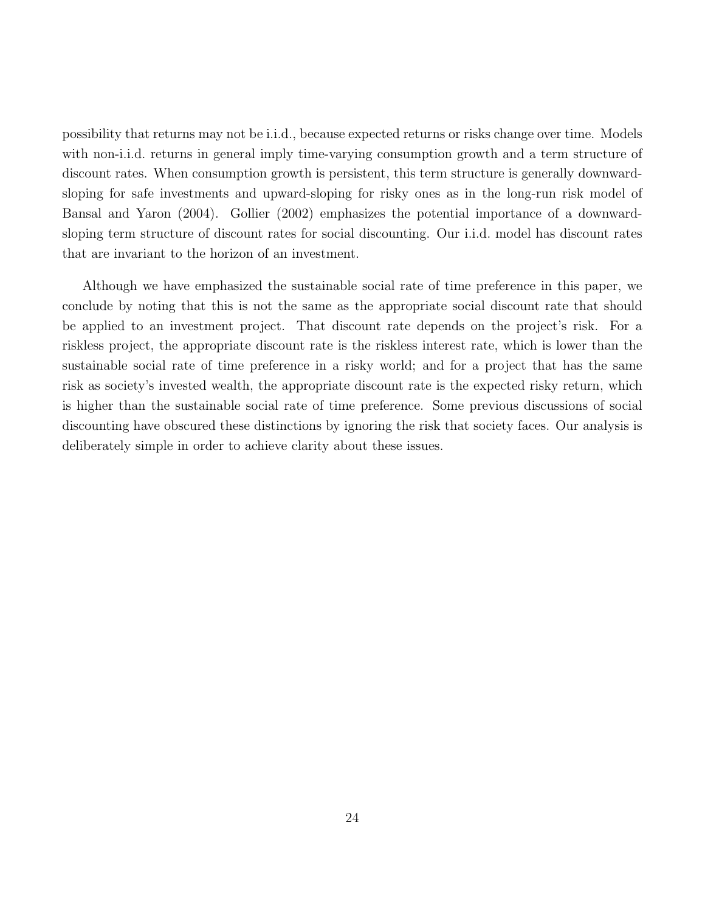possibility that returns may not be i.i.d., because expected returns or risks change over time. Models with non-i.i.d. returns in general imply time-varying consumption growth and a term structure of discount rates. When consumption growth is persistent, this term structure is generally downward-sloping for safe investments and upward-sloping for risky ones as in the long-run risk model of Bansal and Yaron (2004). Gollier (2002) emphasizes the potential importance of a downward-sloping term structure of discount rates for social discounting. Our i.i.d. model has discount rates that are invariant to the horizon of an investment.

Although we have emphasized the sustainable social rate of time preference in this paper, we conclude by noting that this is not the same as the appropriate social discount rate that should be applied to an investment project. That discount rate depends on the project's risk. For a riskless project, the appropriate discount rate is the riskless interest rate, which is lower than the sustainable social rate of time preference in a risky world; and for a project that has the same risk as society's invested wealth, the appropriate discount rate is the expected risky return, which is higher than the sustainable social rate of time preference. Some previous discussions of social discounting have obscured these distinctions by ignoring the risk that society faces. Our analysis is deliberately simple in order to achieve clarity about these issues.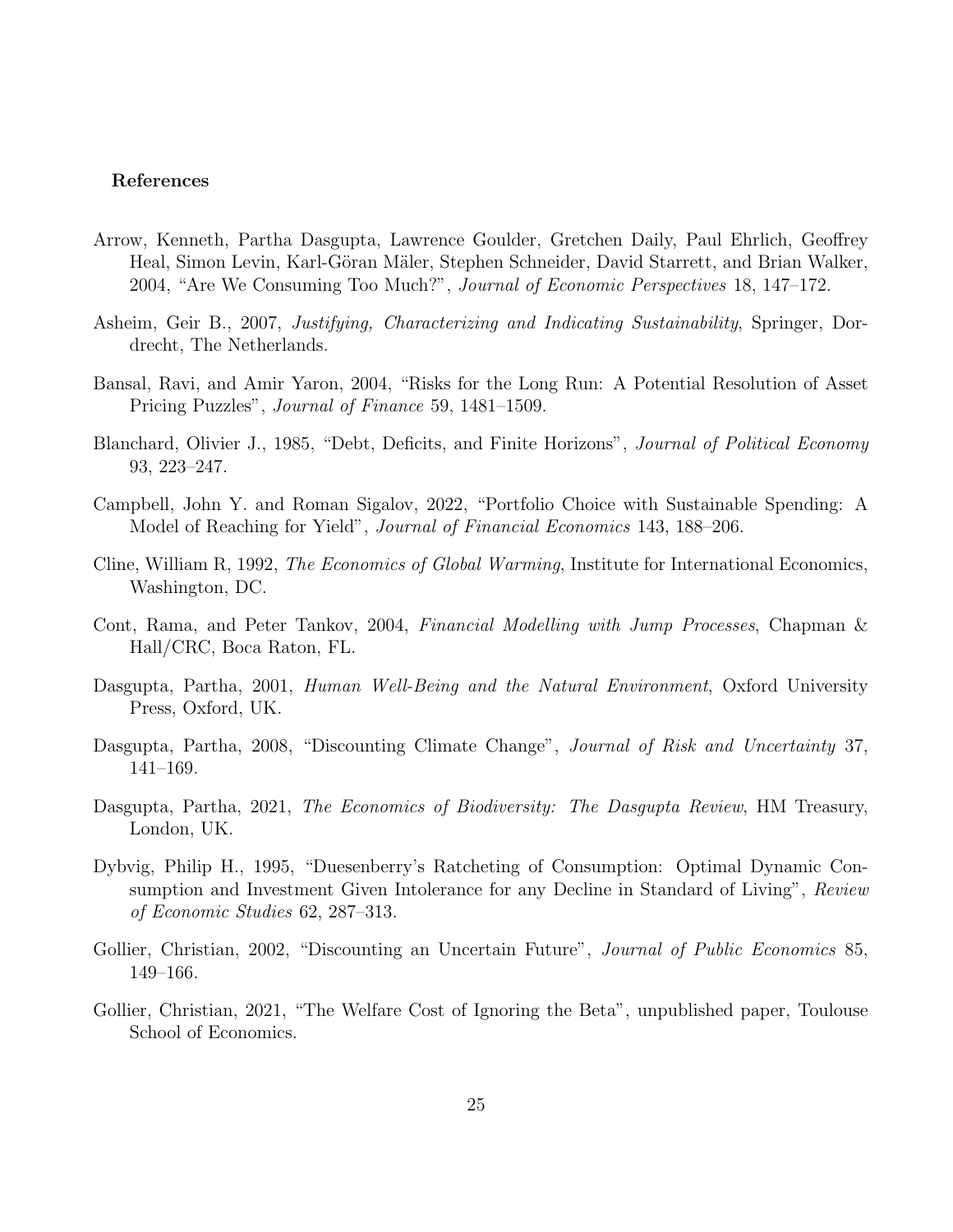### References

Arrow, Kenneth, Partha Dasgupta, Lawrence Goulder, Gretchen Daily, Paul Ehrlich, Geoffrey Heal, Simon Levin, Karl-Göran Mäler, Stephen Schneider, David Starrett, and Brian Walker, 2004, "Are We Consuming Too Much?", *Journal of Economic Perspectives* 18, 147–172.

Asheim, Geir B., 2007, *Justifying, Characterizing and Indicating Sustainability*, Springer, Dordrecht, The Netherlands.

Bansal, Ravi, and Amir Yaron, 2004, "Risks for the Long Run: A Potential Resolution of Asset Pricing Puzzles", *Journal of Finance* 59, 1481–1509.

Blanchard, Olivier J., 1985, "Debt, Deficits, and Finite Horizons", *Journal of Political Economy* 93, 223–247.

Campbell, John Y. and Roman Sigalov, 2022, "Portfolio Choice with Sustainable Spending: A Model of Reaching for Yield", *Journal of Financial Economics* 143, 188–206.

Cline, William R, 1992, *The Economics of Global Warming*, Institute for International Economics, Washington, DC.

Cont, Rama, and Peter Tankov, 2004, *Financial Modelling with Jump Processes*, Chapman & Hall/CRC, Boca Raton, FL.

Dasgupta, Partha, 2001, *Human Well-Being and the Natural Environment*, Oxford University Press, Oxford, UK.

Dasgupta, Partha, 2008, "Discounting Climate Change", *Journal of Risk and Uncertainty* 37, 141–169.

Dasgupta, Partha, 2021, *The Economics of Biodiversity: The Dasgupta Review*, HM Treasury, London, UK.

Dybvig, Philip H., 1995, "Duesenberry's Ratcheting of Consumption: Optimal Dynamic Consumption and Investment Given Intolerance for any Decline in Standard of Living", *Review of Economic Studies* 62, 287–313.

Gollier, Christian, 2002, "Discounting an Uncertain Future", *Journal of Public Economics* 85, 149–166.

Gollier, Christian, 2021, "The Welfare Cost of Ignoring the Beta", unpublished paper, Toulouse School of Economics.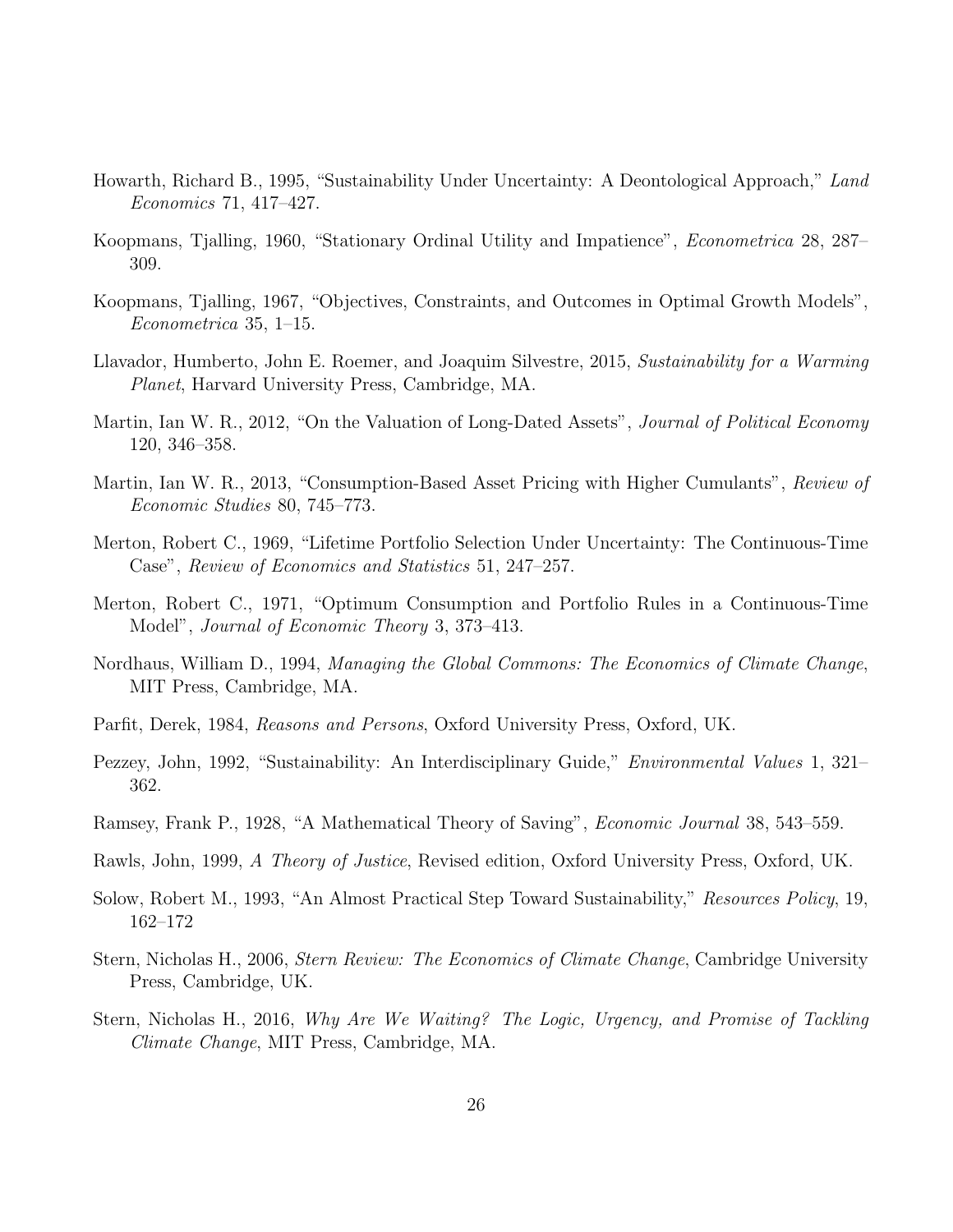Howarth, Richard B., 1995, "Sustainability Under Uncertainty: A Deontological Approach," *Land Economics* 71, 417–427.

Koopmans, Tjalling, 1960, "Stationary Ordinal Utility and Impatience", *Econometrica* 28, 287–309.

Koopmans, Tjalling, 1967, "Objectives, Constraints, and Outcomes in Optimal Growth Models", *Econometrica* 35, 1–15.

Llavador, Humberto, John E. Roemer, and Joaquim Silvestre, 2015, *Sustainability for a Warming Planet*, Harvard University Press, Cambridge, MA.

Martin, Ian W. R., 2012, "On the Valuation of Long-Dated Assets", *Journal of Political Economy* 120, 346–358.

Martin, Ian W. R., 2013, "Consumption-Based Asset Pricing with Higher Cumulants", *Review of Economic Studies* 80, 745–773.

Merton, Robert C., 1969, "Lifetime Portfolio Selection Under Uncertainty: The Continuous-Time Case", *Review of Economics and Statistics* 51, 247–257.

Merton, Robert C., 1971, "Optimum Consumption and Portfolio Rules in a Continuous-Time Model", *Journal of Economic Theory* 3, 373–413.

Nordhaus, William D., 1994, *Managing the Global Commons: The Economics of Climate Change*, MIT Press, Cambridge, MA.

Parfit, Derek, 1984, *Reasons and Persons*, Oxford University Press, Oxford, UK.

Pezzey, John, 1992, "Sustainability: An Interdisciplinary Guide," *Environmental Values* 1, 321–362.

Ramsey, Frank P., 1928, "A Mathematical Theory of Saving", *Economic Journal* 38, 543–559.

Rawls, John, 1999, *A Theory of Justice*, Revised edition, Oxford University Press, Oxford, UK.

Solow, Robert M., 1993, "An Almost Practical Step Toward Sustainability," *Resources Policy*, 19, 162–172

Stern, Nicholas H., 2006, *Stern Review: The Economics of Climate Change*, Cambridge University Press, Cambridge, UK.

Stern, Nicholas H., 2016, *Why Are We Waiting? The Logic, Urgency, and Promise of Tackling Climate Change*, MIT Press, Cambridge, MA.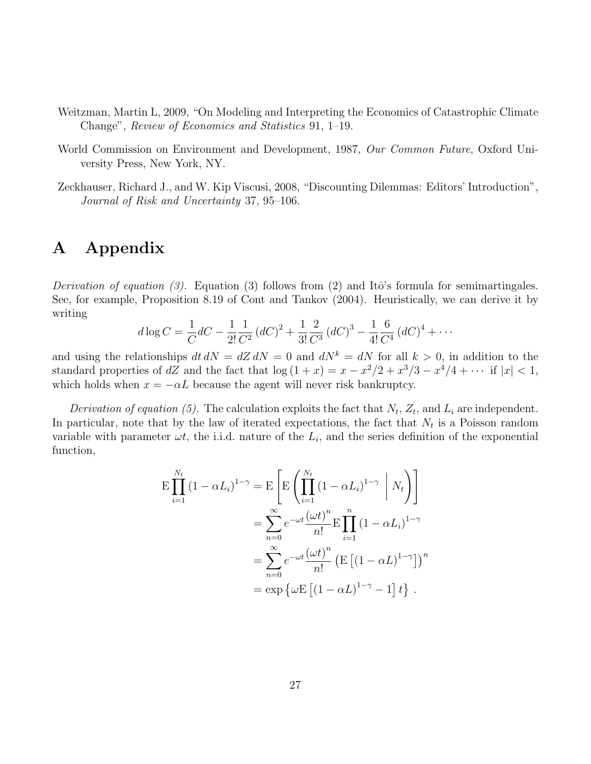Weitzman, Martin L, 2009, "On Modeling and Interpreting the Economics of Catastrophic Climate Change", *Review of Economics and Statistics* 91, 1–19.

World Commission on Environment and Development, 1987, *Our Common Future*, Oxford University Press, New York, NY.

Zeckhauser, Richard J., and W. Kip Viscusi, 2008, "Discounting Dilemmas: Editors' Introduction", *Journal of Risk and Uncertainty* 37, 95–106.

# A Appendix

*Derivation of equation (3).* Equation (3) follows from (2) and Itô's formula for semimartingales. See, for example, Proposition 8.19 of Cont and Tankov (2004). Heuristically, we can derive it by writing

$$d \log C = \frac{1}{C} dC - \frac{1}{2!} \frac{1}{C^2} (dC)^2 + \frac{1}{3!} \frac{2}{C^3} (dC)^3 - \frac{1}{4!} \frac{6}{C^4} (dC)^4 + \cdots$$

and using the relationships $dt\, dN = dZ\, dN = 0$ and $dN^k = dN$ for all $k > 0$, in addition to the standard properties of $dZ$ and the fact that $\log(1+x) = x - x^2/2 + x^3/3 - x^4/4 + \cdots$ if $|x| < 1$, which holds when $x = -\alpha L$ because the agent will never risk bankruptcy.

*Derivation of equation (5).* The calculation exploits the fact that $N_t$, $Z_t$, and $L_i$ are independent. In particular, note that by the law of iterated expectations, the fact that $N_t$ is a Poisson random variable with parameter $\omega t$, the i.i.d. nature of the $L_i$, and the series definition of the exponential function,

$$\begin{aligned}
\mathrm{E} \prod_{i=1}^{N_t} (1 - \alpha L_i)^{1-\gamma} &= \mathrm{E} \left[ \mathrm{E} \left( \prod_{i=1}^{N_t} (1 - \alpha L_i)^{1-\gamma} \;\middle|\; N_t \right) \right] \\
&= \sum_{n=0}^{\infty} e^{-\omega t} \frac{(\omega t)^n}{n!} \mathrm{E} \prod_{i=1}^{n} (1 - \alpha L_i)^{1-\gamma} \\
&= \sum_{n=0}^{\infty} e^{-\omega t} \frac{(\omega t)^n}{n!} \left( \mathrm{E} \left[ (1 - \alpha L)^{1-\gamma} \right] \right)^n \\
&= \exp \left\{ \omega \mathrm{E} \left[ (1 - \alpha L)^{1-\gamma} - 1 \right] t \right\} .
\end{aligned}$$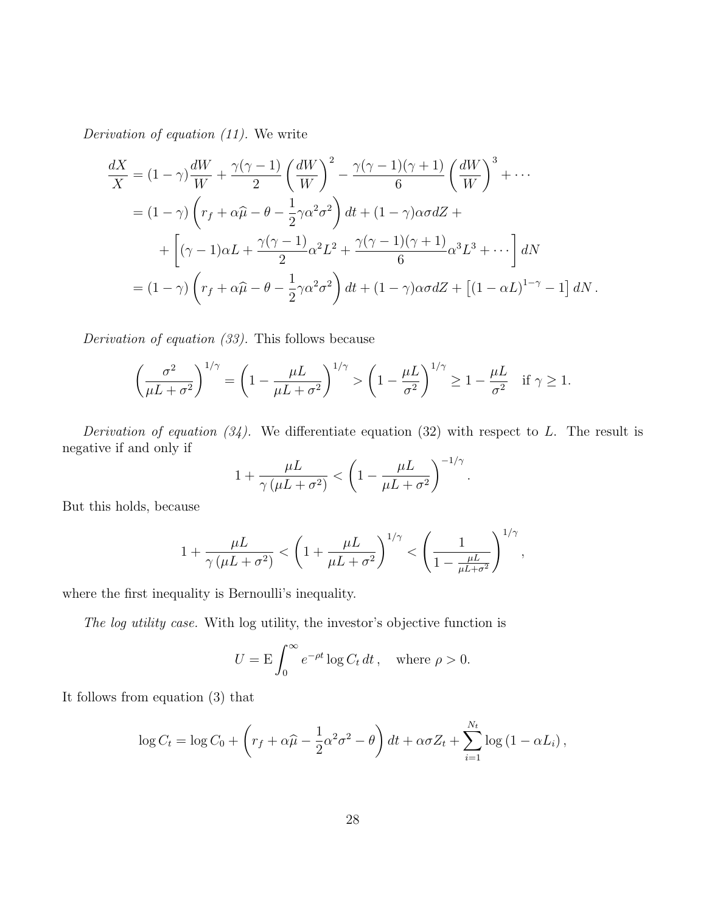*Derivation of equation (11).* We write

$$
\begin{aligned}
\frac{dX}{X} &= (1-\gamma)\frac{dW}{W} + \frac{\gamma(\gamma-1)}{2}\left(\frac{dW}{W}\right)^2 - \frac{\gamma(\gamma-1)(\gamma+1)}{6}\left(\frac{dW}{W}\right)^3 + \cdots \\
&= (1-\gamma)\left(r_f + \alpha\widehat{\mu} - \theta - \frac{1}{2}\gamma\alpha^2\sigma^2\right)dt + (1-\gamma)\alpha\sigma dZ + \\
&\quad + \left[(\gamma-1)\alpha L + \frac{\gamma(\gamma-1)}{2}\alpha^2 L^2 + \frac{\gamma(\gamma-1)(\gamma+1)}{6}\alpha^3 L^3 + \cdots\right] dN \\
&= (1-\gamma)\left(r_f + \alpha\widehat{\mu} - \theta - \frac{1}{2}\gamma\alpha^2\sigma^2\right)dt + (1-\gamma)\alpha\sigma dZ + \left[(1-\alpha L)^{1-\gamma} - 1\right] dN\,.
\end{aligned}
$$

*Derivation of equation (33).* This follows because

$$
\left(\frac{\sigma^2}{\mu L + \sigma^2}\right)^{1/\gamma} = \left(1 - \frac{\mu L}{\mu L + \sigma^2}\right)^{1/\gamma} > \left(1 - \frac{\mu L}{\sigma^2}\right)^{1/\gamma} \geq 1 - \frac{\mu L}{\sigma^2} \quad \text{if } \gamma \geq 1.
$$

*Derivation of equation (34).* We differentiate equation (32) with respect to $L$. The result is negative if and only if

$$
1 + \frac{\mu L}{\gamma\left(\mu L + \sigma^2\right)} < \left(1 - \frac{\mu L}{\mu L + \sigma^2}\right)^{-1/\gamma}.
$$

But this holds, because

$$
1 + \frac{\mu L}{\gamma\left(\mu L + \sigma^2\right)} < \left(1 + \frac{\mu L}{\mu L + \sigma^2}\right)^{1/\gamma} < \left(\frac{1}{1 - \frac{\mu L}{\mu L + \sigma^2}}\right)^{1/\gamma},
$$

where the first inequality is Bernoulli's inequality.

*The log utility case.* With log utility, the investor's objective function is

$$
U = \mathrm{E}\int_0^\infty e^{-\rho t}\log C_t\, dt\,, \quad \text{where } \rho > 0.
$$

It follows from equation (3) that

$$
\log C_t = \log C_0 + \left(r_f + \alpha\widehat{\mu} - \frac{1}{2}\alpha^2\sigma^2 - \theta\right)dt + \alpha\sigma Z_t + \sum_{i=1}^{N_t}\log\left(1 - \alpha L_i\right),
$$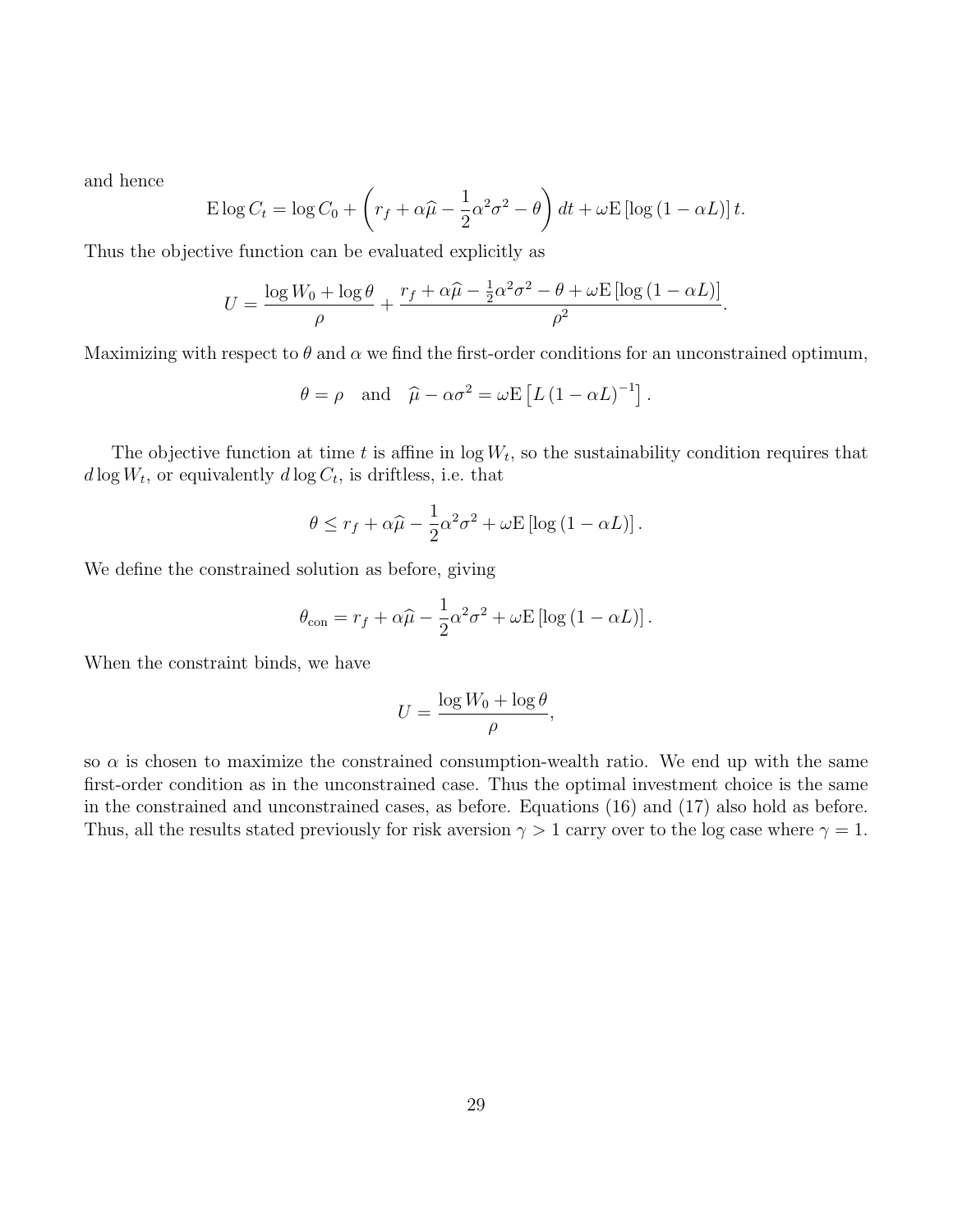and hence

$$\mathrm{E}\log C_t = \log C_0 + \left( r_f + \alpha\widehat{\mu} - \frac{1}{2}\alpha^2\sigma^2 - \theta \right) dt + \omega \mathrm{E}\left[\log\left(1 - \alpha L\right)\right] t.$$

Thus the objective function can be evaluated explicitly as

$$U = \frac{\log W_0 + \log\theta}{\rho} + \frac{r_f + \alpha\widehat{\mu} - \frac{1}{2}\alpha^2\sigma^2 - \theta + \omega\mathrm{E}\left[\log\left(1 - \alpha L\right)\right]}{\rho^2}.$$

Maximizing with respect to $\theta$ and $\alpha$ we find the first-order conditions for an unconstrained optimum,

$$\theta = \rho \quad \text{and} \quad \widehat{\mu} - \alpha\sigma^2 = \omega\mathrm{E}\left[L\left(1 - \alpha L\right)^{-1}\right].$$

The objective function at time $t$ is affine in $\log W_t$, so the sustainability condition requires that $d\log W_t$, or equivalently $d\log C_t$, is driftless, i.e. that

$$\theta \leq r_f + \alpha\widehat{\mu} - \frac{1}{2}\alpha^2\sigma^2 + \omega\mathrm{E}\left[\log\left(1 - \alpha L\right)\right].$$

We define the constrained solution as before, giving

$$\theta_{\text{con}} = r_f + \alpha\widehat{\mu} - \frac{1}{2}\alpha^2\sigma^2 + \omega\mathrm{E}\left[\log\left(1 - \alpha L\right)\right].$$

When the constraint binds, we have

$$U = \frac{\log W_0 + \log\theta}{\rho},$$

so $\alpha$ is chosen to maximize the constrained consumption-wealth ratio. We end up with the same first-order condition as in the unconstrained case. Thus the optimal investment choice is the same in the constrained and unconstrained cases, as before. Equations (16) and (17) also hold as before. Thus, all the results stated previously for risk aversion $\gamma > 1$ carry over to the log case where $\gamma = 1$.